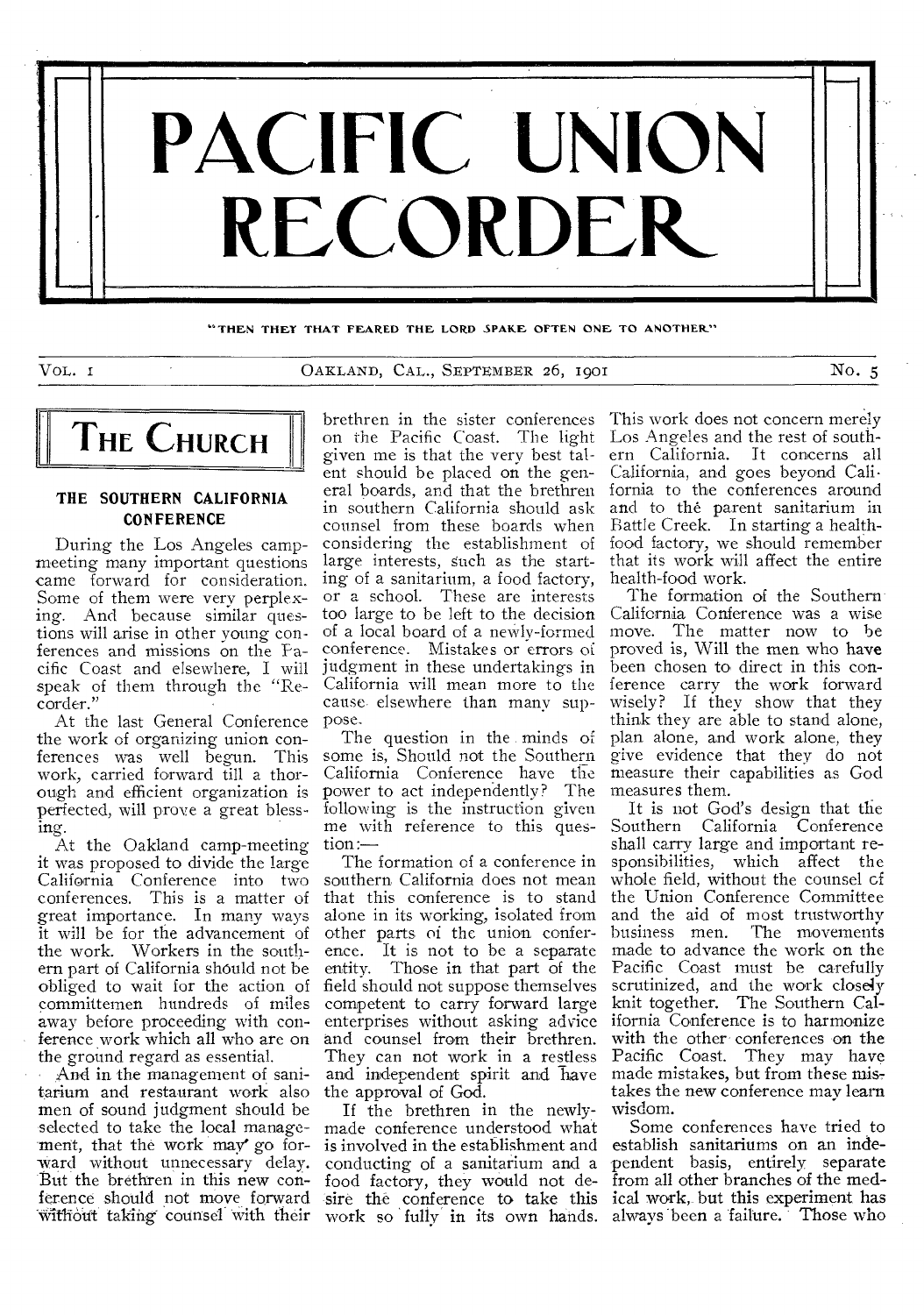# PACIFIC UNION RECORDER

"THEN THEY THAT FEARED THE LORD SPAKE OFTEN ONE TO ANOTHER"

VOL. I — OAKLAND, CAL., SEPTEMBER 26, 1901 — No. 5

## THE CHURCH

### THE SOUTHERN CALIFORNIA CONFERENCE

During the Los Angeles camp-meeting many important questions came forward for consideration. Some of them were very perplexing. And because similar questions will arise in other young conferences and missions on the Pacific Coast and elsewhere, I will speak of them through the "Recorder."

At the last General Conference the work of organizing union conferences was well begun. This work, carried forward till a thorough and efficient organization is perfected, will prove a great blessing.

At the Oakland camp-meeting it was proposed to divide the large California Conference into two conferences. This is a matter of great importance. In many ways it will be for the advancement of the work. Workers in the southern part of California should not be obliged to wait for the action of committeemen hundreds of miles away before proceeding with conference work which all who are on the ground regard as essential.

And in the management of sanitarium and restaurant work also men of sound judgment should be selected to take the local management, that the work may go forward without unnecessary delay. But the brethren in this new conference should not move forward without taking counsel with their brethren in the sister conferences on the Pacific Coast. The light given me is that the very best talent should be placed on the general boards, and that the brethren in southern California should ask counsel from these boards when considering the establishment of large interests, such as the starting of a sanitarium, a food factory, or a school. These are interests too large to be left to the decision of a local board of a newly-formed conference. Mistakes or errors of judgment in these undertakings in California will mean more to the cause elsewhere than many suppose.

The question in the minds of some is, Should not the Southern California Conference have the power to act independently? The following is the instruction given me with reference to this question:—

The formation of a conference in southern California does not mean that this conference is to stand alone in its working, isolated from other parts of the union conference. It is not to be a separate entity. Those in that part of the field should not suppose themselves competent to carry forward large enterprises without asking advice and counsel from their brethren. They can not work in a restless and independent spirit and have the approval of God.

If the brethren in the newly-made conference understood what is involved in the establishment and conducting of a sanitarium and a food factory, they would not desire the conference to take this work so fully in its own hands. This work does not concern merely Los Angeles and the rest of southern California. It concerns all California, and goes beyond California to the conferences around and to the parent sanitarium in Battle Creek. In starting a health-food factory, we should remember that its work will affect the entire health-food work.

The formation of the Southern California Conference was a wise move. The matter now to be proved is, Will the men who have been chosen to direct in this conference carry the work forward wisely? If they show that they think they are able to stand alone, plan alone, and work alone, they give evidence that they do not measure their capabilities as God measures them.

It is not God's design that the Southern California Conference shall carry large and important responsibilities, which affect the whole field, without the counsel of the Union Conference Committee and the aid of most trustworthy business men. The movements made to advance the work on the Pacific Coast must be carefully scrutinized, and the work closely knit together. The Southern California Conference is to harmonize with the other conferences on the Pacific Coast. They may have made mistakes, but from these mistakes the new conference may learn wisdom.

Some conferences have tried to establish sanitariums on an independent basis, entirely separate from all other branches of the medical work, but this experiment has always been a failure. Those who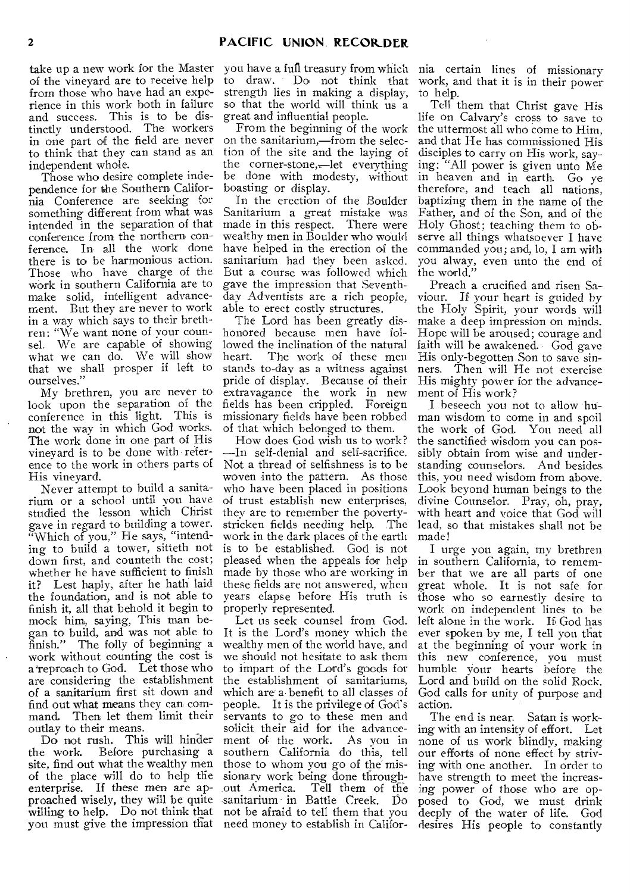take up a new work for the Master of the vineyard are to receive help from those who have had an experience in this work both in failure and success. This is to be distinctly understood. The workers in one part of the field are never to think that they can stand as an independent whole.

Those who desire complete independence for the Southern California Conference are seeking for something different from what was intended in the separation of that conference from the northern conference. In all the work done there is to be harmonious action. Those who have charge of the work in southern California are to make solid, intelligent advancement. But they are never to work in a way which says to their brethren: "We want none of your counsel. We are capable of showing what we can do. We will show that we shall prosper if left to ourselves."

My brethren, you are never to look upon the separation of the conference in this light. This is not the way in which God works. The work done in one part of His vineyard is to be done with reference to the work in others parts of His vineyard.

Never attempt to build a sanitarium or a school until you have studied the lesson which Christ gave in regard to building a tower. "Which of you," He says, "intending to build a tower, sitteth not down first, and counteth the cost; whether he have sufficient to finish it? Lest haply, after he hath laid the foundation, and is not able to finish it, all that behold it begin to mock him, saying, This man began to build, and was not able to finish." The folly of beginning a work without counting the cost is a reproach to God. Let those who are considering the establishment of a sanitarium first sit down and find out what means they can command. Then let them limit their outlay to their means.

Do not rush. This will hinder the work. Before purchasing a site, find out what the wealthy men of the place will do to help the enterprise. If these men are approached wisely, they will be quite willing to help. Do not think that you must give the impression that you have a full treasury from which to draw. Do not think that strength lies in making a display, so that the world will think us a great and influential people.

From the beginning of the work on the sanitarium,—from the selection of the site and the laying of the corner-stone,—let everything be done with modesty, without boasting or display.

In the erection of the Boulder Sanitarium a great mistake was made in this respect. There were wealthy men in Boulder who would have helped in the erection of the sanitarium had they been asked. But a course was followed which gave the impression that Seventh-day Adventists are a rich people, able to erect costly structures.

The Lord has been greatly dishonored because men have followed the inclination of the natural heart. The work of these men stands to-day as a witness against pride of display. Because of their extravagance the work in new fields has been crippled. Foreign missionary fields have been robbed of that which belonged to them.

How does God wish us to work? —In self-denial and self-sacrifice. Not a thread of selfishness is to be woven into the pattern. As those who have been placed in positions of trust establish new enterprises, they are to remember the poverty-stricken fields needing help. The work in the dark places of the earth is to be established. God is not pleased when the appeals for help made by those who are working in these fields are not answered, when years elapse before His truth is properly represented.

Let us seek counsel from God. It is the Lord's money which the wealthy men of the world have, and we should not hesitate to ask them to impart of the Lord's goods for the establishment of sanitariums, which are a benefit to all classes of people. It is the privilege of God's servants to go to these men and solicit their aid for the advancement of the work. As you in southern California do this, tell those to whom you go of the missionary work being done throughout America. Tell them of the sanitarium in Battle Creek. Do not be afraid to tell them that you need money to establish in California certain lines of missionary work, and that it is in their power to help.

Tell them that Christ gave His life on Calvary's cross to save to the uttermost all who come to Him, and that He has commissioned His disciples to carry on His work, saying: "All power is given unto Me in heaven and in earth. Go ye therefore, and teach all nations, baptizing them in the name of the Father, and of the Son, and of the Holy Ghost; teaching them to observe all things whatsoever I have commanded you; and, lo, I am with you alway, even unto the end of the world."

Preach a crucified and risen Saviour. If your heart is guided by the Holy Spirit, your words will make a deep impression on minds. Hope will be aroused; courage and faith will be awakened. God gave His only-begotten Son to save sinners. Then will He not exercise His mighty power for the advancement of His work?

I beseech you not to allow human wisdom to come in and spoil the work of God. You need all the sanctified wisdom you can possibly obtain from wise and understanding counselors. And besides this, you need wisdom from above. Look beyond human beings to the divine Counselor. Pray, oh, pray, with heart and voice that God will lead, so that mistakes shall not be made!

I urge you again, my brethren in southern California, to remember that we are all parts of one great whole. It is not safe for those who so earnestly desire to work on independent lines to be left alone in the work. If God has ever spoken by me, I tell you that at the beginning of your work in this new conference, you must humble your hearts before the Lord and build on the solid Rock. God calls for unity of purpose and action.

The end is near. Satan is working with an intensity of effort. Let none of us work blindly, making our efforts of none effect by striving with one another. In order to have strength to meet the increasing power of those who are opposed to God, we must drink deeply of the water of life. God desires His people to constantly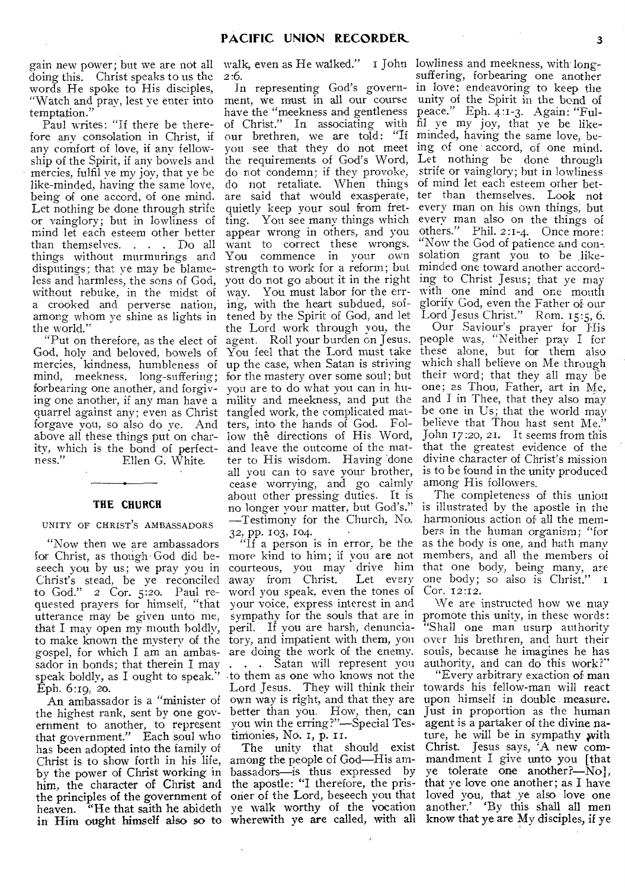gain new power; but we are not all doing this. Christ speaks to us the words He spoke to His disciples, "Watch and pray, lest ye enter into temptation."

Paul writes: "If there be therefore any consolation in Christ, if any comfort of love, if any fellowship of the Spirit, if any bowels and mercies, fulfil ye my joy, that ye be like-minded, having the same love, being of one accord, of one mind. Let nothing be done through strife or vainglory; but in lowliness of mind let each esteem other better than themselves. . . . Do all things without murmurings and disputings; that ye may be blameless and harmless, the sons of God, without rebuke, in the midst of a crooked and perverse nation, among whom ye shine as lights in the world."

"Put on therefore, as the elect of God, holy and beloved, bowels of mercies, kindness, humbleness of mind, meekness, long-suffering; forbearing one another, and forgiving one another, if any man have a quarrel against any; even as Christ forgave you, so also do ye. And above all these things put on charity, which is the bond of perfectness."

Ellen G. White.

## THE CHURCH

### UNITY OF CHRIST'S AMBASSADORS

"Now then we are ambassadors for Christ, as though God did beseech you by us; we pray you in Christ's stead, be ye reconciled to God." 2 Cor. 5:20. Paul requested prayers for himself, "that utterance may be given unto me, that I may open my mouth boldly, to make known the mystery of the gospel, for which I am an ambassador in bonds; that therein I may speak boldly, as I ought to speak." Eph. 6:19, 20.

An ambassador is a "minister of the highest rank, sent by one government to another, to represent that government." Each soul who has been adopted into the family of Christ is to show forth in his life, by the power of Christ working in him, the character of Christ and the principles of the government of heaven. "He that saith he abideth in Him ought himself also so to walk, even as He walked." 1 John 2:6.

In representing God's government, we must in all our course have the "meekness and gentleness of Christ." In associating with our brethren, we are told: "If you see that they do not meet the requirements of God's Word, do not condemn; if they provoke, do not retaliate. When things are said that would exasperate, quietly keep your soul from fretting. You see many things which appear wrong in others, and you want to correct these wrongs. You commence in your own strength to work for a reform; but you do not go about it in the right way. You must labor for the erring, with the heart subdued, softened by the Spirit of God, and let the Lord work through you, the agent. Roll your burden on Jesus. You feel that the Lord must take up the case, when Satan is striving for the mastery over some soul; but you are to do what you can in humility and meekness, and put the tangled work, the complicated matters, into the hands of God. Follow the directions of His Word, and leave the outcome of the matter to His wisdom. Having done all you can to save your brother, cease worrying, and go calmly about other pressing duties. It is no longer your matter, but God's."—Testimony for the Church, No. 32, pp. 103, 104.

"If a person is in error, be the more kind to him; if you are not courteous, you may drive him away from Christ. Let every word you speak, even the tones of your voice, express interest in and sympathy for the souls that are in peril. If you are harsh, denunciatory, and impatient with them, you are doing the work of the enemy. . . . Satan will represent you to them as one who knows not the Lord Jesus. They will think their own way is right, and that they are better than you. How, then, can you win the erring?"—Special Testimonies, No. 1, p. 11.

The unity that should exist among the people of God—His ambassadors—is thus expressed by the apostle: "I therefore, the prisoner of the Lord, beseech you that ye walk worthy of the vocation wherewith ye are called, with all lowliness and meekness, with long-suffering, forbearing one another in love; endeavoring to keep the unity of the Spirit in the bond of peace." Eph. 4:1-3. Again: "Fulfil ye my joy, that ye be like-minded, having the same love, being of one accord, of one mind. Let nothing be done through strife or vainglory; but in lowliness of mind let each esteem other better than themselves. Look not every man on his own things, but every man also on the things of others." Phil. 2:1-4. Once more: "Now the God of patience and consolation grant you to be like-minded one toward another according to Christ Jesus; that ye may with one mind and one mouth glorify God, even the Father of our Lord Jesus Christ." Rom. 15:5, 6.

Our Saviour's prayer for His people was, "Neither pray I for these alone, but for them also which shall believe on Me through their word; that they all may be one; as Thou, Father, art in Me, and I in Thee, that they also may be one in Us; that the world may believe that Thou hast sent Me." John 17:20, 21. It seems from this that the greatest evidence of the divine character of Christ's mission is to be found in the unity produced among His followers.

The completeness of this union is illustrated by the apostle in the harmonious action of all the members in the human organism; "for as the body is one, and hath many members, and all the members of that one body, being many, are one body; so also is Christ." 1 Cor. 12:12.

We are instructed how we may promote this unity, in these words: "Shall one man usurp authority over his brethren, and hurt their souls, because he imagines he has authority, and can do this work?"

"Every arbitrary exaction of man towards his fellow-man will react upon himself in double measure. Just in proportion as the human agent is a partaker of the divine nature, he will be in sympathy with Christ. Jesus says, 'A new commandment I give unto you [that ye tolerate one another?—No], that ye love one another; as I have loved you, that ye also love one another.' 'By this shall all men know that ye are My disciples, if ye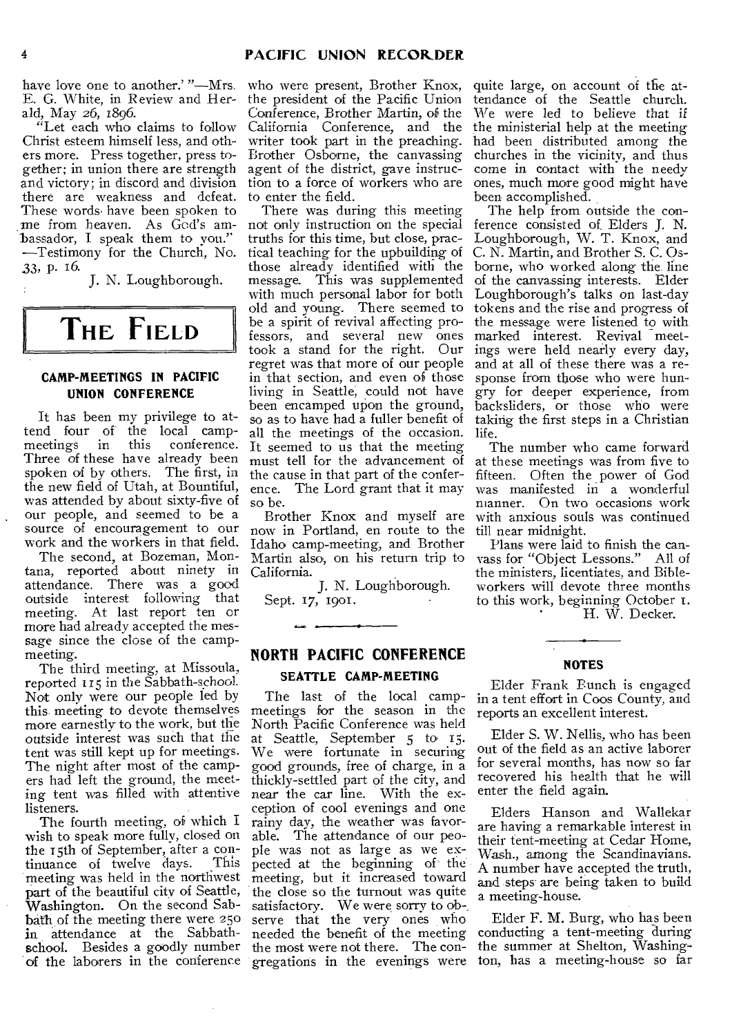have love one to another.'"—Mrs. E. G. White, in Review and Herald, May 26, 1896.

"Let each who claims to follow Christ esteem himself less, and others more. Press together, press together; in union there are strength and victory; in discord and division there are weakness and defeat. These words have been spoken to me from heaven. As God's ambassador, I speak them to you." —Testimony for the Church, No. 33, p. 16.

J. N. Loughborough.

# THE FIELD

### CAMP-MEETINGS IN PACIFIC UNION CONFERENCE

It has been my privilege to attend four of the local camp-meetings in this conference. Three of these have already been spoken of by others. The first, in the new field of Utah, at Bountiful, was attended by about sixty-five of our people, and seemed to be a source of encouragement to our work and the workers in that field.

The second, at Bozeman, Montana, reported about ninety in attendance. There was a good outside interest following that meeting. At last report ten or more had already accepted the message since the close of the camp-meeting.

The third meeting, at Missoula, reported 115 in the Sabbath-school. Not only were our people led by this meeting to devote themselves more earnestly to the work, but the outside interest was such that the tent was still kept up for meetings. The night after most of the campers had left the ground, the meeting tent was filled with attentive listeners.

The fourth meeting, of which I wish to speak more fully, closed on the 15th of September, after a continuance of twelve days. This meeting was held in the northwest part of the beautiful city of Seattle, Washington. On the second Sabbath of the meeting there were 250 in attendance at the Sabbath-school. Besides a goodly number of the laborers in the conference who were present, Brother Knox, the president of the Pacific Union Conference, Brother Martin, of the California Conference, and the writer took part in the preaching. Brother Osborne, the canvassing agent of the district, gave instruction to a force of workers who are to enter the field.

There was during this meeting not only instruction on the special truths for this time, but close, practical teaching for the upbuilding of those already identified with the message. This was supplemented with much personal labor for both old and young. There seemed to be a spirit of revival affecting professors, and several new ones took a stand for the right. Our regret was that more of our people in that section, and even of those living in Seattle, could not have been encamped upon the ground, so as to have had a fuller benefit of all the meetings of the occasion. It seemed to us that the meeting must tell for the advancement of the cause in that part of the conference. The Lord grant that it may so be.

Brother Knox and myself are now in Portland, en route to the Idaho camp-meeting, and Brother Martin also, on his return trip to California.

J. N. Loughborough.

Sept. 17, 1901.

## NORTH PACIFIC CONFERENCE

### SEATTLE CAMP-MEETING

The last of the local camp-meetings for the season in the North Pacific Conference was held at Seattle, September 5 to 15. We were fortunate in securing good grounds, free of charge, in a thickly-settled part of the city, and near the car line. With the exception of cool evenings and one rainy day, the weather was favorable. The attendance of our people was not as large as we expected at the beginning of the meeting, but it increased toward the close so the turnout was quite satisfactory. We were sorry to observe that the very ones who needed the benefit of the meeting the most were not there. The congregations in the evenings were quite large, on account of the attendance of the Seattle church. We were led to believe that if the ministerial help at the meeting had been distributed among the churches in the vicinity, and thus come in contact with the needy ones, much more good might have been accomplished.

The help from outside the conference consisted of Elders J. N. Loughborough, W. T. Knox, and C. N. Martin, and Brother S. C. Osborne, who worked along the line of the canvassing interests. Elder Loughborough's talks on last-day tokens and the rise and progress of the message were listened to with marked interest. Revival meetings were held nearly every day, and at all of these there was a response from those who were hungry for deeper experience, from backsliders, or those who were taking the first steps in a Christian life.

The number who came forward at these meetings was from five to fifteen. Often the power of God was manifested in a wonderful manner. On two occasions work with anxious souls was continued till near midnight.

Plans were laid to finish the canvass for "Object Lessons." All of the ministers, licentiates, and Bible-workers will devote three months to this work, beginning October 1.

H. W. Decker.

### NOTES

Elder Frank Bunch is engaged in a tent effort in Coos County, and reports an excellent interest.

Elder S. W. Nellis, who has been out of the field as an active laborer for several months, has now so far recovered his health that he will enter the field again.

Elders Hanson and Wallekar are having a remarkable interest in their tent-meeting at Cedar Home, Wash., among the Scandinavians. A number have accepted the truth, and steps are being taken to build a meeting-house.

Elder F. M. Burg, who has been conducting a tent-meeting during the summer at Shelton, Washington, has a meeting-house so far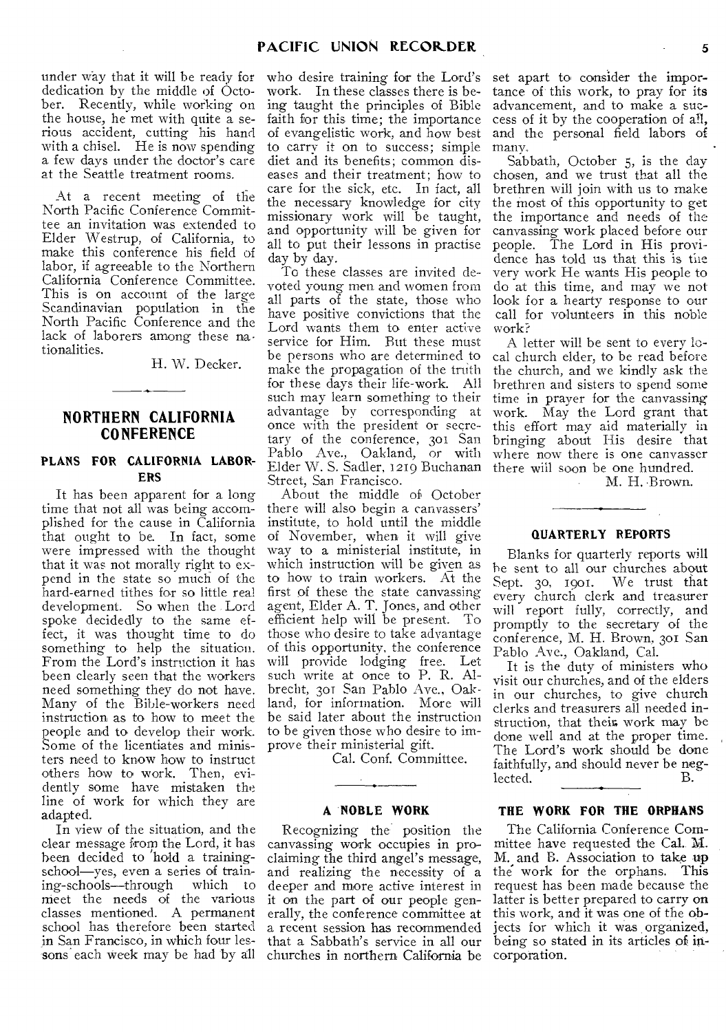under way that it will be ready for dedication by the middle of October. Recently, while working on the house, he met with quite a serious accident, cutting his hand with a chisel. He is now spending a few days under the doctor's care at the Seattle treatment rooms.

At a recent meeting of the North Pacific Conference Committee an invitation was extended to Elder Westrup, of California, to make this conference his field of labor, if agreeable to the Northern California Conference Committee. This is on account of the large Scandinavian population in the North Pacific Conference and the lack of laborers among these nationalities.

H. W. Decker.

## NORTHERN CALIFORNIA CONFERENCE

### PLANS FOR CALIFORNIA LABORERS

It has been apparent for a long time that not all was being accomplished for the cause in California that ought to be. In fact, some were impressed with the thought that it was not morally right to expend in the state so much of the hard-earned tithes for so little real development. So when the Lord spoke decidedly to the same effect, it was thought time to do something to help the situation. From the Lord's instruction it has been clearly seen that the workers need something they do not have. Many of the Bible-workers need instruction as to how to meet the people and to develop their work. Some of the licentiates and ministers need to know how to instruct others how to work. Then, evidently some have mistaken the line of work for which they are adapted.

In view of the situation, and the clear message from the Lord, it has been decided to hold a training-school—yes, even a series of training-schools—through which to meet the needs of the various classes mentioned. A permanent school has therefore been started in San Francisco, in which four lessons each week may be had by all who desire training for the Lord's work. In these classes there is being taught the principles of Bible faith for this time; the importance of evangelistic work, and how best to carry it on to success; simple diet and its benefits; common diseases and their treatment; how to care for the sick, etc. In fact, all the necessary knowledge for city missionary work will be taught, and opportunity will be given for all to put their lessons in practise day by day.

To these classes are invited devoted young men and women from all parts of the state, those who have positive convictions that the Lord wants them to enter active service for Him. But these must be persons who are determined to make the propagation of the truth for these days their life-work. All such may learn something to their advantage by corresponding at once with the president or secretary of the conference, 301 San Pablo Ave., Oakland, or with Elder W. S. Sadler, 1219 Buchanan Street, San Francisco.

About the middle of October there will also begin a canvassers' institute, to hold until the middle of November, when it will give way to a ministerial institute, in which instruction will be given as to how to train workers. At the first of these the state canvassing agent, Elder A. T. Jones, and other efficient help will be present. To those who desire to take advantage of this opportunity, the conference will provide lodging free. Let such write at once to P. R. Albrecht, 301 San Pablo Ave., Oakland, for information. More will be said later about the instruction to be given those who desire to improve their ministerial gift.

Cal. Conf. Committee.

### A NOBLE WORK

Recognizing the position the canvassing work occupies in proclaiming the third angel's message, and realizing the necessity of a deeper and more active interest in it on the part of our people generally, the conference committee at a recent session has recommended that a Sabbath's service in all our churches in northern California be set apart to consider the importance of this work, to pray for its advancement, and to make a success of it by the cooperation of all, and the personal field labors of many.

Sabbath, October 5, is the day chosen, and we trust that all the brethren will join with us to make the most of this opportunity to get the importance and needs of the canvassing work placed before our people. The Lord in His providence has told us that this is the very work He wants His people to do at this time, and may we not look for a hearty response to our call for volunteers in this noble work?

A letter will be sent to every local church elder, to be read before the church, and we kindly ask the brethren and sisters to spend some time in prayer for the canvassing work. May the Lord grant that this effort may aid materially in bringing about His desire that where now there is one canvasser there will soon be one hundred.

M. H. Brown.

### QUARTERLY REPORTS

Blanks for quarterly reports will be sent to all our churches about Sept. 30, 1901. We trust that every church clerk and treasurer will report fully, correctly, and promptly to the secretary of the conference, M. H. Brown, 301 San Pablo Ave., Oakland, Cal.

It is the duty of ministers who visit our churches, and of the elders in our churches, to give church clerks and treasurers all needed instruction, that their work may be done well and at the proper time. The Lord's work should be done faithfully, and should never be neglected. B.

### THE WORK FOR THE ORPHANS

The California Conference Committee have requested the Cal. M. M. and B. Association to take up the work for the orphans. This request has been made because the latter is better prepared to carry on this work, and it was one of the objects for which it was organized, being so stated in its articles of incorporation.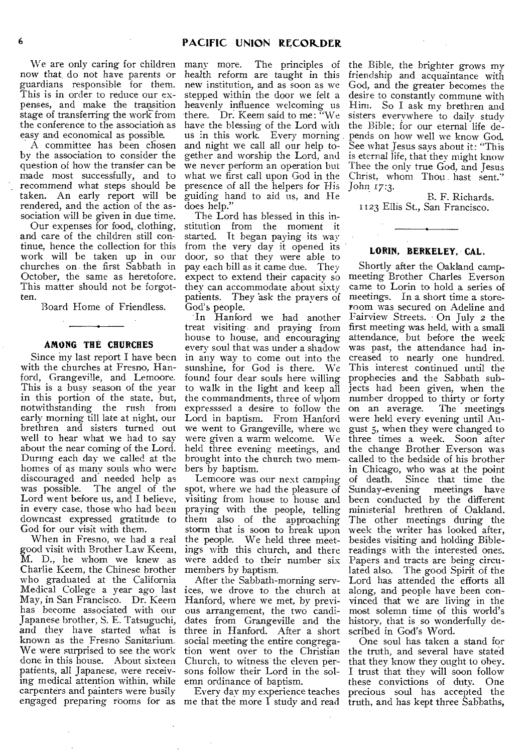We are only caring for children now that do not have parents or guardians responsible for them. This is in order to reduce our expenses, and make the transition stage of transferring the work from the conference to the association as easy and economical as possible.

A committee has been chosen by the association to consider the question of how the transfer can be made most successfully, and to recommend what steps should be taken. An early report will be rendered, and the action of the association will be given in due time.

Our expenses for food, clothing, and care of the children still continue, hence the collection for this work will be taken up in our churches on the first Sabbath in October, the same as heretofore. This matter should not be forgotten.

Board Home of Friendless.

## AMONG THE CHURCHES

Since my last report I have been with the churches at Fresno, Hanford, Grangeville, and Lemoore. This is a busy season of the year in this portion of the state, but, notwithstanding the rush from early morning till late at night, our brethren and sisters turned out well to hear what we had to say about the near coming of the Lord. During each day we called at the homes of as many souls who were discouraged and needed help as was possible. The angel of the Lord went before us, and I believe, in every case, those who had been downcast expressed gratitude to God for our visit with them.

When in Fresno, we had a real good visit with Brother Law Keem, M. D., he whom we knew as Charlie Keem, the Chinese brother who graduated at the California Medical College a year ago last May, in San Francisco. Dr. Keem has become associated with our Japanese brother, S. E. Tatsuguchi, and they have started what is known as the Fresno Sanitarium. We were surprised to see the work done in this house. About sixteen patients, all Japanese, were receiving medical attention within, while carpenters and painters were busily engaged preparing rooms for as many more. The principles of health reform are taught in this new institution, and as soon as we stepped within the door we felt a heavenly influence welcoming us there. Dr. Keem said to me: "We have the blessing of the Lord with us in this work. Every morning and night we call all our help together and worship the Lord, and we never perform an operation but what we first call upon God in the presence of all the helpers for His guiding hand to aid us, and He does help."

The Lord has blessed in this institution from the moment it started. It began paying its way from the very day it opened its door, so that they were able to pay each bill as it came due. They expect to extend their capacity so they can accommodate about sixty patients. They ask the prayers of God's people.

In Hanford we had another treat visiting and praying from house to house, and encouraging every soul that was under a shadow in any way to come out into the sunshine, for God is there. We found four dear souls here willing to walk in the light and keep all the commandments, three of whom expresssed a desire to follow the Lord in baptism. From Hanford we went to Grangeville, where we were given a warm welcome. We held three evening meetings, and brought into the church two members by baptism.

Lemoore was our next camping spot, where we had the pleasure of visiting from house to house and praying with the people, telling them also of the approaching storm that is soon to break upon the people. We held three meetings with this church, and there were added to their number six members by baptism.

After the Sabbath-morning services, we drove to the church at Hanford, where we met, by previous arrangement, the two candidates from Grangeville and the three in Hanford. After a short social meeting the entire congregation went over to the Christian Church, to witness the eleven persons follow their Lord in the solemn ordinance of baptism.

Every day my experience teaches me that the more I study and read the Bible, the brighter grows my friendship and acquaintance with God, and the greater becomes the desire to constantly commune with Him. So I ask my brethren and sisters everywhere to daily study the Bible; for our eternal life depends on how well we know God. See what Jesus says about it: "This is eternal life, that they might know Thee the only true God, and Jesus Christ, whom Thou hast sent." John 17:3.

B. F. Richards.
1123 Ellis St., San Francisco.

## LORIN, BERKELEY, CAL.

Shortly after the Oakland camp-meeting Brother Charles Everson came to Lorin to hold a series of meetings. In a short time a store-room was secured on Adeline and Fairview Streets. On July 2 the first meeting was held, with a small attendance, but before the week was past, the attendance had increased to nearly one hundred. This interest continued until the prophecies and the Sabbath subjects had been given, when the number dropped to thirty or forty on an average. The meetings were held every evening until August 5, when they were changed to three times a week. Soon after the change Brother Everson was called to the bedside of his brother in Chicago, who was at the point of death. Since that time the Sunday-evening meetings have been conducted by the different ministerial brethren of Oakland. The other meetings during the week the writer has looked after, besides visiting and holding Bible-readings with the interested ones. Papers and tracts are being circulated also. The good Spirit of the Lord has attended the efforts all along, and people have been convinced that we are living in the most solemn time of this world's history, that is so wonderfully described in God's Word.

One soul has taken a stand for the truth, and several have stated that they know they ought to obey. I trust that they will soon follow these convictions of duty. One precious soul has accepted the truth, and has kept three Sabbaths,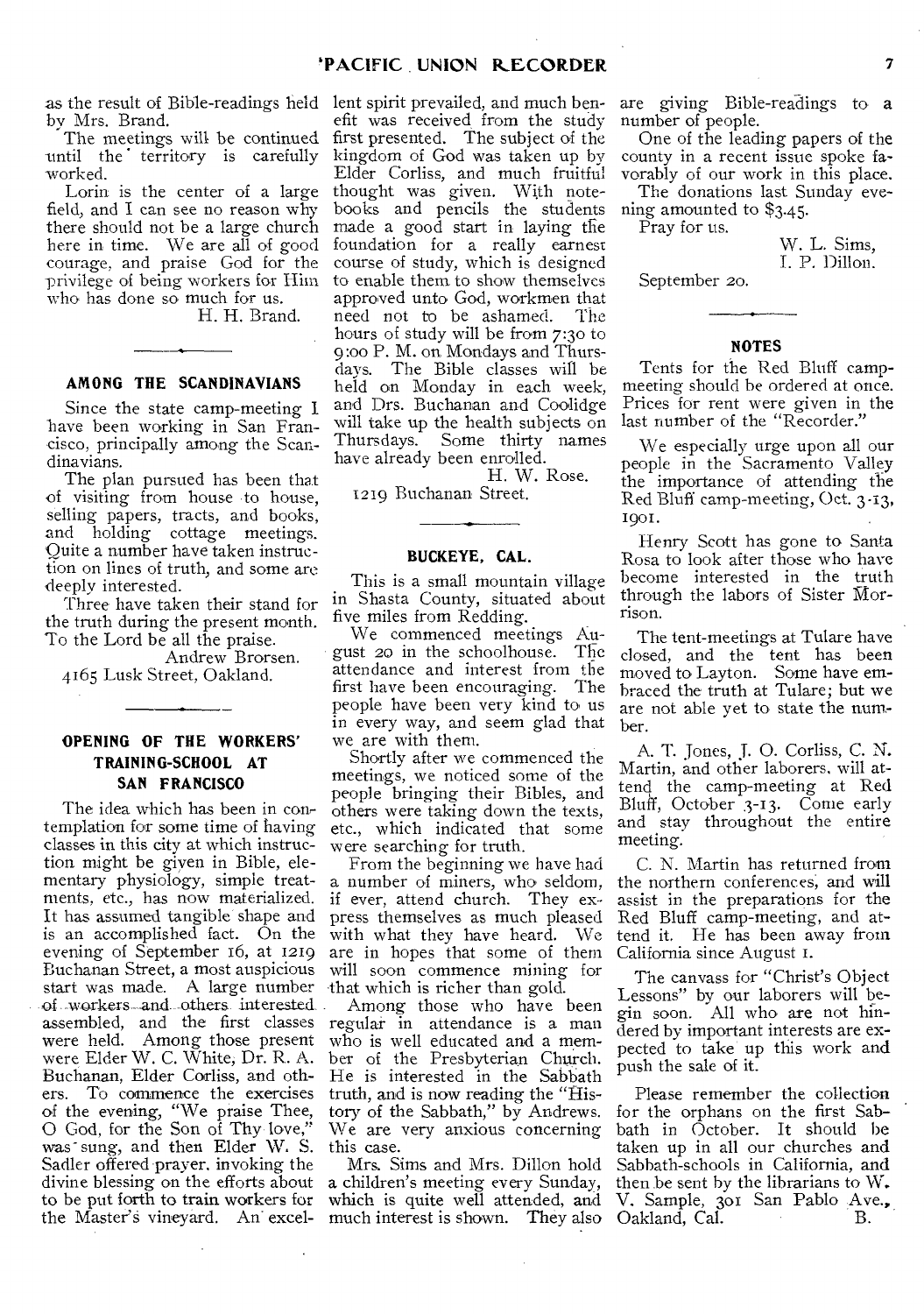as the result of Bible-readings held by Mrs. Brand.

The meetings will be continued until the territory is carefully worked.

Lorin is the center of a large field, and I can see no reason why there should not be a large church here in time. We are all of good courage, and praise God for the privilege of being workers for Him who has done so much for us.

H. H. Brand.

## AMONG THE SCANDINAVIANS

Since the state camp-meeting I have been working in San Francisco, principally among the Scandinavians.

The plan pursued has been that of visiting from house to house, selling papers, tracts, and books, and holding cottage meetings. Quite a number have taken instruction on lines of truth, and some are deeply interested.

Three have taken their stand for the truth during the present month. To the Lord be all the praise.

Andrew Brorsen.
4165 Lusk Street, Oakland.

## OPENING OF THE WORKERS' TRAINING-SCHOOL AT SAN FRANCISCO

The idea which has been in contemplation for some time of having classes in this city at which instruction might be given in Bible, elementary physiology, simple treatments, etc., has now materialized. It has assumed tangible shape and is an accomplished fact. On the evening of September 16, at 1219 Buchanan Street, a most auspicious start was made. A large number of workers and others interested assembled, and the first classes were held. Among those present were Elder W. C. White, Dr. R. A. Buchanan, Elder Corliss, and others. To commence the exercises of the evening, "We praise Thee, O God, for the Son of Thy love," was sung, and then Elder W. S. Sadler offered prayer, invoking the divine blessing on the efforts about to be put forth to train workers for the Master's vineyard. An excellent spirit prevailed, and much benefit was received from the study first presented. The subject of the kingdom of God was taken up by Elder Corliss, and much fruitful thought was given. With notebooks and pencils the students made a good start in laying the foundation for a really earnest course of study, which is designed to enable them to show themselves approved unto God, workmen that need not to be ashamed. The hours of study will be from 7:30 to 9:00 P. M. on Mondays and Thursdays. The Bible classes will be held on Monday in each week, and Drs. Buchanan and Coolidge will take up the health subjects on Thursdays. Some thirty names have already been enrolled.

H. W. Rose.
1219 Buchanan Street.

## BUCKEYE, CAL.

This is a small mountain village in Shasta County, situated about five miles from Redding.

We commenced meetings August 20 in the schoolhouse. The attendance and interest from the first have been encouraging. The people have been very kind to us in every way, and seem glad that we are with them.

Shortly after we commenced the meetings, we noticed some of the people bringing their Bibles, and others were taking down the texts, etc., which indicated that some were searching for truth.

From the beginning we have had a number of miners, who seldom, if ever, attend church. They express themselves as much pleased with what they have heard. We are in hopes that some of them will soon commence mining for that which is richer than gold.

Among those who have been regular in attendance is a man who is well educated and a member of the Presbyterian Church. He is interested in the Sabbath truth, and is now reading the "History of the Sabbath," by Andrews. We are very anxious concerning this case.

Mrs. Sims and Mrs. Dillon hold a children's meeting every Sunday, which is quite well attended, and much interest is shown. They also are giving Bible-readings to a number of people.

One of the leading papers of the county in a recent issue spoke favorably of our work in this place.

The donations last Sunday evening amounted to $3.45.

Pray for us.

W. L. Sims,
I. P. Dillon.

September 20.

## NOTES

Tents for the Red Bluff camp-meeting should be ordered at once. Prices for rent were given in the last number of the "Recorder."

We especially urge upon all our people in the Sacramento Valley the importance of attending the Red Bluff camp-meeting, Oct. 3-13, 1901.

Henry Scott has gone to Santa Rosa to look after those who have become interested in the truth through the labors of Sister Morrison.

The tent-meetings at Tulare have closed, and the tent has been moved to Layton. Some have embraced the truth at Tulare; but we are not able yet to state the number.

A. T. Jones, J. O. Corliss, C. N. Martin, and other laborers, will attend the camp-meeting at Red Bluff, October 3-13. Come early and stay throughout the entire meeting.

C. N. Martin has returned from the northern conferences, and will assist in the preparations for the Red Bluff camp-meeting, and attend it. He has been away from California since August 1.

The canvass for "Christ's Object Lessons" by our laborers will begin soon. All who are not hindered by important interests are expected to take up this work and push the sale of it.

Please remember the collection for the orphans on the first Sabbath in October. It should be taken up in all our churches and Sabbath-schools in California, and then be sent by the librarians to W. V. Sample, 301 San Pablo Ave., Oakland, Cal. B.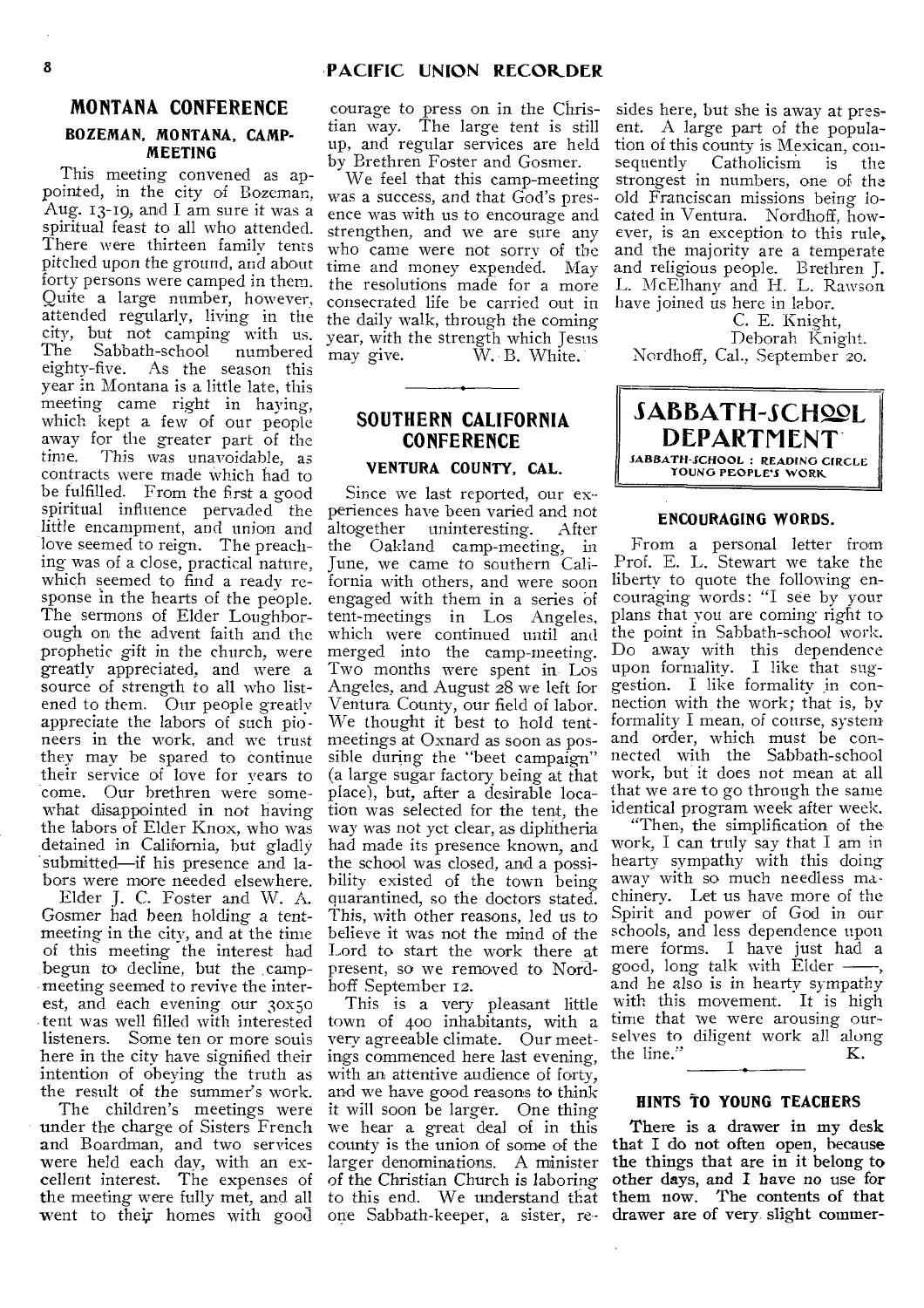## MONTANA CONFERENCE

### BOZEMAN, MONTANA, CAMP-MEETING

This meeting convened as appointed, in the city of Bozeman, Aug. 13-19, and I am sure it was a spiritual feast to all who attended. There were thirteen family tents pitched upon the ground, and about forty persons were camped in them. Quite a large number, however, attended regularly, living in the city, but not camping with us. The Sabbath-school numbered eighty-five. As the season this year in Montana is a little late, this meeting came right in haying, which kept a few of our people away for the greater part of the time. This was unavoidable, as contracts were made which had to be fulfilled. From the first a good spiritual influence pervaded the little encampment, and union and love seemed to reign. The preaching was of a close, practical nature, which seemed to find a ready response in the hearts of the people. The sermons of Elder Loughborough on the advent faith and the prophetic gift in the church, were greatly appreciated, and were a source of strength to all who listened to them. Our people greatly appreciate the labors of such pioneers in the work, and we trust they may be spared to continue their service of love for years to come. Our brethren were somewhat disappointed in not having the labors of Elder Knox, who was detained in California, but gladly submitted—if his presence and labors were more needed elsewhere.

Elder J. C. Foster and W. A. Gosmer had been holding a tent-meeting in the city, and at the time of this meeting the interest had begun to decline, but the camp-meeting seemed to revive the interest, and each evening our 30x50 tent was well filled with interested listeners. Some ten or more souls here in the city have signified their intention of obeying the truth as the result of the summer's work.

The children's meetings were under the charge of Sisters French and Boardman, and two services were held each day, with an excellent interest. The expenses of the meeting were fully met, and all went to their homes with good courage to press on in the Christian way. The large tent is still up, and regular services are held by Brethren Foster and Gosmer.

We feel that this camp-meeting was a success, and that God's presence was with us to encourage and strengthen, and we are sure any who came were not sorry of the time and money expended. May the resolutions made for a more consecrated life be carried out in the daily walk, through the coming year, with the strength which Jesus may give.

W. B. White.

---

## SOUTHERN CALIFORNIA CONFERENCE

### VENTURA COUNTY, CAL.

Since we last reported, our experiences have been varied and not altogether uninteresting. After the Oakland camp-meeting, in June, we came to southern California with others, and were soon engaged with them in a series of tent-meetings in Los Angeles, which were continued until and merged into the camp-meeting. Two months were spent in Los Angeles, and August 28 we left for Ventura County, our field of labor. We thought it best to hold tent-meetings at Oxnard as soon as possible during the "beet campaign" (a large sugar factory being at that place), but, after a desirable location was selected for the tent, the way was not yet clear, as diphtheria had made its presence known, and the school was closed, and a possibility existed of the town being quarantined, so the doctors stated. This, with other reasons, led us to believe it was not the mind of the Lord to start the work there at present, so we removed to Nordhoff September 12.

This is a very pleasant little town of 400 inhabitants, with a very agreeable climate. Our meetings commenced here last evening, with an attentive audience of forty, and we have good reasons to think it will soon be larger. One thing we hear a great deal of in this county is the union of some of the larger denominations. A minister of the Christian Church is laboring to this end. We understand that one Sabbath-keeper, a sister, resides here, but she is away at present. A large part of the population of this county is Mexican, consequently Catholicism is the strongest in numbers, one of the old Franciscan missions being located in Ventura. Nordhoff, however, is an exception to this rule, and the majority are a temperate and religious people. Brethren J. L. McElhany and H. L. Rawson have joined us here in labor.

C. E. Knight,
Deborah Knight.

Nordhoff, Cal., September 20.

---

## SABBATH-SCHOOL DEPARTMENT

SABBATH-SCHOOL : READING CIRCLE
YOUNG PEOPLE'S WORK

### ENCOURAGING WORDS.

From a personal letter from Prof. E. L. Stewart we take the liberty to quote the following encouraging words: "I see by your plans that you are coming right to the point in Sabbath-school work. Do away with this dependence upon formality. I like that suggestion. I like formality in connection with the work; that is, by formality I mean, of course, system and order, which must be connected with the Sabbath-school work, but it does not mean at all that we are to go through the same identical program week after week.

"Then, the simplification of the work, I can truly say that I am in hearty sympathy with this doing away with so much needless machinery. Let us have more of the Spirit and power of God in our schools, and less dependence upon mere forms. I have just had a good, long talk with Elder ——, and he also is in hearty sympathy with this movement. It is high time that we were arousing ourselves to diligent work all along the line."

K.

---

### HINTS TO YOUNG TEACHERS

**There is a drawer in my desk that I do not often open, because the things that are in it belong to other days, and I have no use for them now. The contents of that drawer are of very slight commer-**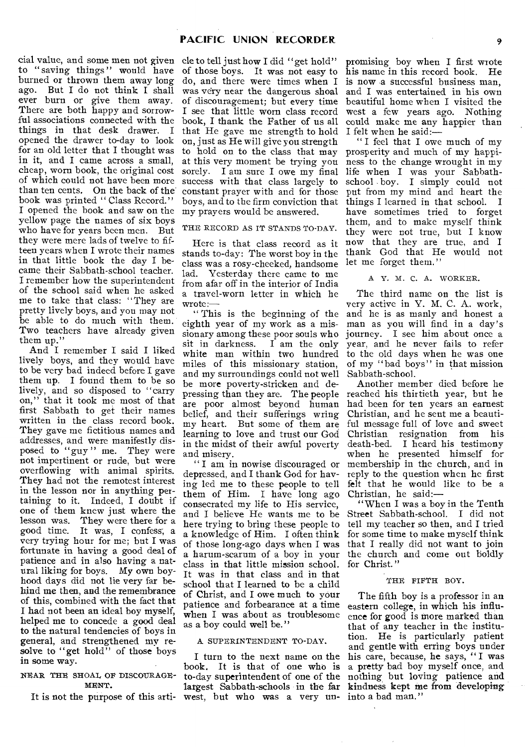cial value, and some men not given to "saving things" would have burned or thrown them away long ago. But I do not think I shall ever burn or give them away. There are both happy and sorrowful associations connected with the things in that desk drawer. I opened the drawer to-day to look for an old letter that I thought was in it, and I came across a small, cheap, worn book, the original cost of which could not have been more than ten cents. On the back of the book was printed "Class Record." I opened the book and saw on the yellow page the names of six boys who have for years been men. But they were mere lads of twelve to fifteen years when I wrote their names in that little book the day I became their Sabbath-school teacher. I remember how the superintendent of the school said when he asked me to take that class: "They are pretty lively boys, and you may not be able to do much with them. Two teachers have already given them up."

And I remember I said I liked lively boys, and they would have to be very bad indeed before I gave them up. I found them to be so lively, and so disposed to "carry on," that it took me most of that first Sabbath to get their names written in the class record book. They gave me fictitious names and addresses, and were manifestly disposed to "guy" me. They were not impertinent or rude, but were overflowing with animal spirits. They had not the remotest interest in the lesson nor in anything pertaining to it. Indeed, I doubt if one of them knew just where the lesson was. They were there for a good time. It was, I confess, a very trying hour for me; but I was fortunate in having a good deal of patience and in also having a natural liking for boys. My own boyhood days did not lie very far behind me then, and the remembrance of this, combined with the fact that I had not been an ideal boy myself, helped me to concede a good deal to the natural tendencies of boys in general, and strengthened my resolve to "get hold" of those boys in some way.

#### NEAR THE SHOAL OF DISCOURAGEMENT.

It is not the purpose of this article to tell just how I did "get hold" of those boys. It was not easy to do, and there were times when I was very near the dangerous shoal of discouragement; but every time I see that little worn class record book, I thank the Father of us all that He gave me strength to hold on, just as He will give you strength to hold on to the class that may at this very moment be trying you sorely. I am sure I owe my final success with that class largely to constant prayer with and for those boys, and to the firm conviction that my prayers would be answered.

#### THE RECORD AS IT STANDS TO-DAY.

Here is that class record as it stands to-day: The worst boy in the class was a rosy-cheeked, handsome lad. Yesterday there came to me from afar off in the interior of India a travel-worn letter in which he wrote:—

"This is the beginning of the eighth year of my work as a missionary among these poor souls who sit in darkness. I am the only white man within two hundred miles of this missionary station, and my surroundings could not well be more poverty-stricken and depressing than they are. The people are poor almost beyond human belief, and their sufferings wring my heart. But some of them are learning to love and trust our God in the midst of their awful poverty and misery.

"I am in nowise discouraged or depressed, and I thank God for having led me to these people to tell them of Him. I have long ago consecrated my life to His service, and I believe He wants me to be here trying to bring these people to a knowledge of Him. I often think of those long-ago days when I was a harum-scarum of a boy in your class in that little mission school. It was in that class and in that school that I learned to be a child of Christ, and I owe much to your patience and forbearance at a time when I was about as troublesome as a boy could well be."

#### A SUPERINTENDENT TO-DAY.

I turn to the next name on the book. It is that of one who is to-day superintendent of one of the largest Sabbath-schools in the far west, but who was a very unpromising boy when I first wrote his name in this record book. He is now a successful business man, and I was entertained in his own beautiful home when I visited the west a few years ago. Nothing could make me any happier than I felt when he said:—

"I feel that I owe much of my prosperity and much of my happiness to the change wrought in my life when I was your Sabbath-school boy. I simply could not put from my mind and heart the things I learned in that school. I have sometimes tried to forget them, and to make myself think they were not true, but I know now that they are true, and I thank God that He would not let me forget them."

#### A Y. M. C. A. WORKER.

The third name on the list is very active in Y. M. C. A. work, and he is as manly and honest a man as you will find in a day's journey. I see him about once a year, and he never fails to refer to the old days when he was one of my "bad boys" in that mission Sabbath-school.

Another member died before he reached his thirtieth year, but he had been for ten years an earnest Christian, and he sent me a beautiful message full of love and sweet Christian resignation from his death-bed. I heard his testimony when he presented himself for membership in the church, and in reply to the question when he first felt that he would like to be a Christian, he said:—

"When I was a boy in the Tenth Street Sabbath-school. I did not tell my teacher so then, and I tried for some time to make myself think that I really did not want to join the church and come out boldly for Christ."

#### THE FIFTH BOY.

The fifth boy is a professor in an eastern college, in which his influence for good is more marked than that of any teacher in the institution. He is particularly patient and gentle with erring boys under his care, because, he says, "I was a pretty bad boy myself once, and nothing but loving patience and kindness kept me from developing into a bad man."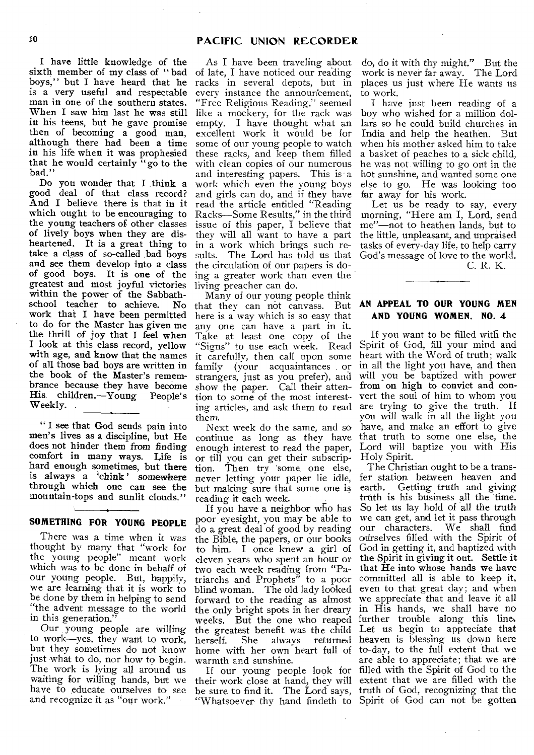I have little knowledge of the sixth member of my class of "bad boys," but I have heard that he is a very useful and respectable man in one of the southern states. When I saw him last he was still in his teens, but he gave promise then of becoming a good man, although there had been a time in his life when it was prophesied that he would certainly "go to the bad."

Do you wonder that I think a good deal of that class record? And I believe there is that in it which ought to be encouraging to the young teachers of other classes of lively boys when they are disheartened. It is a great thing to take a class of so-called bad boys and see them develop into a class of good boys. It is one of the greatest and most joyful victories within the power of the Sabbath-school teacher to achieve. No work that I have been permitted to do for the Master has given me the thrill of joy that I feel when I look at this class record, yellow with age, and know that the names of all those bad boys are written in the book of the Master's remembrance because they have become His children.—Young People's Weekly.

---

"I see that God sends pain into men's lives as a discipline, but He does not hinder them from finding comfort in many ways. Life is hard enough sometimes, but there is always a 'chink' somewhere through which one can see the mountain-tops and sunlit clouds."

---

## SOMETHING FOR YOUNG PEOPLE

There was a time when it was thought by many that "work for the young people" meant work which was to be done in behalf of our young people. But, happily, we are learning that it is work to be done by them in helping to send "the advent message to the world in this generation."

Our young people are willing to work—yes, they want to work, but they sometimes do not know just what to do, nor how to begin. The work is lying all around us waiting for willing hands, but we have to educate ourselves to see and recognize it as "our work."

As I have been traveling about of late, I have noticed our reading racks in several depots, but in every instance the announcement, "Free Religious Reading," seemed like a mockery, for the rack was empty. I have thought what an excellent work it would be for some of our young people to watch these racks, and keep them filled with clean copies of our numerous and interesting papers. This is a work which even the young boys and girls can do, and if they have read the article entitled "Reading Racks—Some Results," in the third issue of this paper, I believe that they will all want to have a part in a work which brings such results. The Lord has told us that the circulation of our papers is doing a greater work than even the living preacher can do.

Many of our young people think that they can not canvass. But here is a way which is so easy that any one can have a part in it. Take at least one copy of the "Signs" to use each week. Read it carefully, then call upon some family (your acquaintances or strangers, just as you prefer), and show the paper. Call their attention to some of the most interesting articles, and ask them to read them.

Next week do the same, and so continue as long as they have enough interest to read the paper, or till you can get their subscription. Then try some one else, never letting your paper lie idle, but making sure that some one is reading it each week.

If you have a neighbor who has poor eyesight, you may be able to do a great deal of good by reading the Bible, the papers, or our books to him. I once knew a girl of eleven years who spent an hour or two each week reading from "Patriarchs and Prophets" to a poor blind woman. The old lady looked forward to the reading as almost the only bright spots in her dreary weeks. But the one who reaped the greatest benefit was the child herself. She always returned home with her own heart full of warmth and sunshine.

If our young people look for their work close at hand, they will be sure to find it. The Lord says, "Whatsoever thy hand findeth to do, do it with thy might." But the work is never far away. The Lord places us just where He wants us to work.

I have just been reading of a boy who wished for a million dollars so he could build churches in India and help the heathen. But when his mother asked him to take a basket of peaches to a sick child, he was not willing to go out in the hot sunshine, and wanted some one else to go. He was looking too far away for his work.

Let us be ready to say, every morning, "Here am I, Lord, send me"—not to heathen lands, but to the little, unpleasant, and unpraised tasks of every-day life, to help carry God's message of love to the world.

C. R. K.

---

## AN APPEAL TO OUR YOUNG MEN AND YOUNG WOMEN. NO. 4

If you want to be filled with the Spirit of God, fill your mind and heart with the Word of truth; walk in all the light you have, and then will you be baptized with power from on high to convict and convert the soul of him to whom you are trying to give the truth. If you will walk in all the light you have, and make an effort to give that truth to some one else, the Lord will baptize you with His Holy Spirit.

The Christian ought to be a transfer station between heaven and earth. Getting truth and giving truth is his business all the time. So let us lay hold of all the truth we can get, and let it pass through our characters. We shall find ourselves filled with the Spirit of God in getting it, and baptized with the Spirit in giving it out. Settle it that He into whose hands we have committed all is able to keep it, even to that great day; and when we appreciate that and leave it all in His hands, we shall have no further trouble along this line. Let us begin to appreciate that heaven is blessing us down here to-day, to the full extent that we are able to appreciate; that we are filled with the Spirit of God to the extent that we are filled with the truth of God, recognizing that the Spirit of God can not be gotten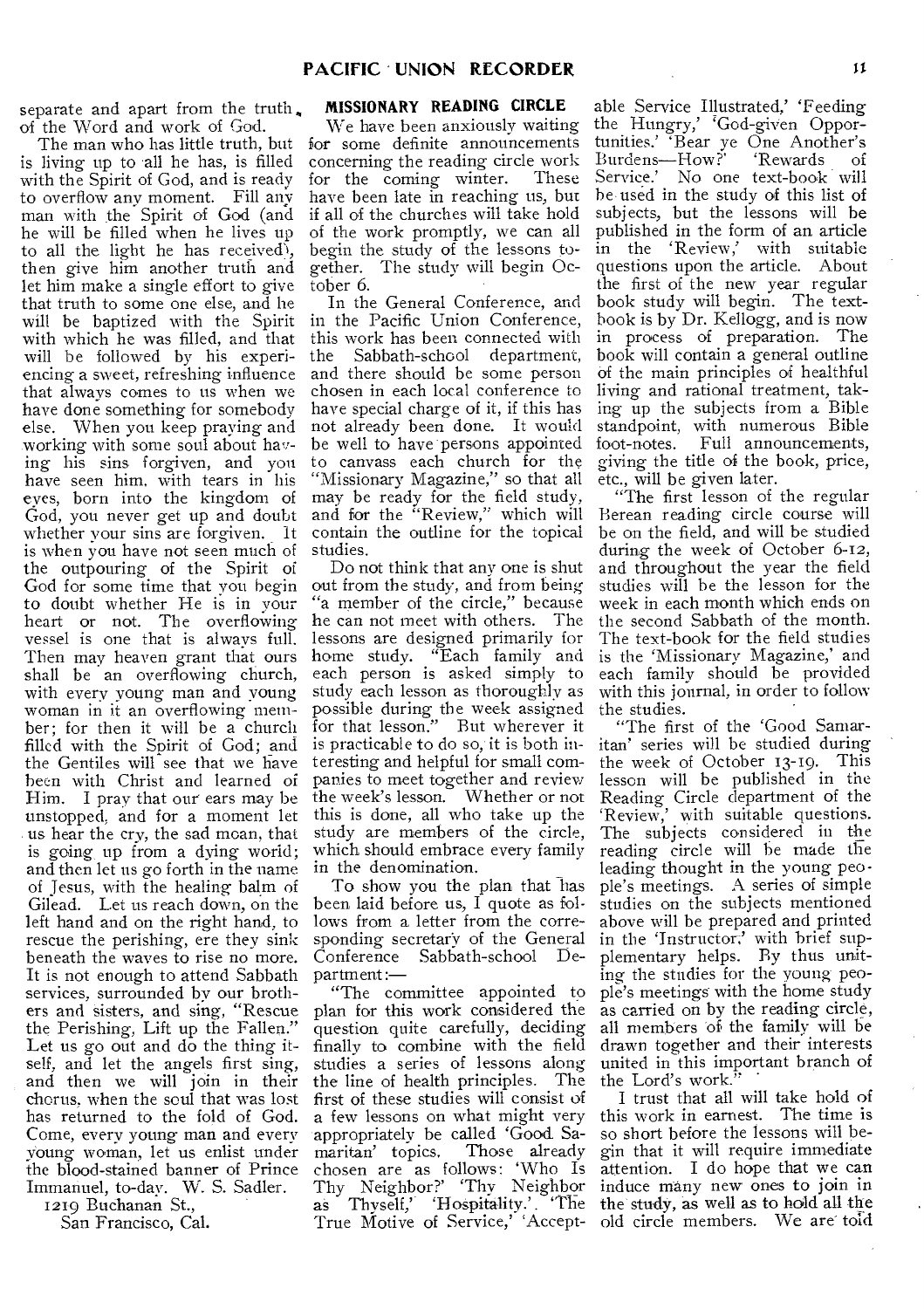separate and apart from the truth of the Word and work of God.

The man who has little truth, but is living up to all he has, is filled with the Spirit of God, and is ready to overflow any moment. Fill any man with the Spirit of God (and he will be filled when he lives up to all the light he has received), then give him another truth and let him make a single effort to give that truth to some one else, and he will be baptized with the Spirit with which he was filled, and that will be followed by his experiencing a sweet, refreshing influence that always comes to us when we have done something for somebody else. When you keep praying and working with some soul about having his sins forgiven, and you have seen him, with tears in his eyes, born into the kingdom of God, you never get up and doubt whether your sins are forgiven. It is when you have not seen much of the outpouring of the Spirit of God for some time that you begin to doubt whether He is in your heart or not. The overflowing vessel is one that is always full. Then may heaven grant that ours shall be an overflowing church, with every young man and young woman in it an overflowing member; for then it will be a church filled with the Spirit of God; and the Gentiles will see that we have been with Christ and learned of Him. I pray that our ears may be unstopped, and for a moment let us hear the cry, the sad moan, that is going up from a dying world; and then let us go forth in the name of Jesus, with the healing balm of Gilead. Let us reach down, on the left hand and on the right hand, to rescue the perishing, ere they sink beneath the waves to rise no more. It is not enough to attend Sabbath services, surrounded by our brothers and sisters, and sing, "Rescue the Perishing, Lift up the Fallen." Let us go out and do the thing itself, and let the angels first sing, and then we will join in their chorus, when the soul that was lost has returned to the fold of God. Come, every young man and every young woman, let us enlist under the blood-stained banner of Prince Immanuel, to-day. W. S. Sadler.

1219 Buchanan St.,
San Francisco, Cal.

## MISSIONARY READING CIRCLE

We have been anxiously waiting for some definite announcements concerning the reading circle work for the coming winter. These have been late in reaching us, but if all of the churches will take hold of the work promptly, we can all begin the study of the lessons together. The study will begin October 6.

In the General Conference, and in the Pacific Union Conference, this work has been connected with the Sabbath-school department, and there should be some person chosen in each local conference to have special charge of it, if this has not already been done. It would be well to have persons appointed to canvass each church for the "Missionary Magazine," so that all may be ready for the field study, and for the "Review," which will contain the outline for the topical studies.

Do not think that any one is shut out from the study, and from being "a member of the circle," because he can not meet with others. The lessons are designed primarily for home study. "Each family and each person is asked simply to study each lesson as thoroughly as possible during the week assigned for that lesson." But wherever it is practicable to do so, it is both interesting and helpful for small companies to meet together and review the week's lesson. Whether or not this is done, all who take up the study are members of the circle, which should embrace every family in the denomination.

To show you the plan that has been laid before us, I quote as follows from a letter from the corresponding secretary of the General Conference Sabbath-school Department:—

"The committee appointed to plan for this work considered the question quite carefully, deciding finally to combine with the field studies a series of lessons along the line of health principles. The first of these studies will consist of a few lessons on what might very appropriately be called 'Good Samaritan' topics. Those already chosen are as follows: 'Who Is Thy Neighbor?' 'Thy Neighbor as Thyself,' 'Hospitality.' 'The True Motive of Service,' 'Acceptable Service Illustrated,' 'Feeding the Hungry,' 'God-given Opportunities.' 'Bear ye One Another's Burdens—How?' 'Rewards of Service.' No one text-book will be used in the study of this list of subjects, but the lessons will be published in the form of an article in the 'Review,' with suitable questions upon the article. About the first of the new year regular book study will begin. The text-book is by Dr. Kellogg, and is now in process of preparation. The book will contain a general outline of the main principles of healthful living and rational treatment, taking up the subjects from a Bible standpoint, with numerous Bible foot-notes. Full announcements, giving the title of the book, price, etc., will be given later.

"The first lesson of the regular Berean reading circle course will be on the field, and will be studied during the week of October 6-12, and throughout the year the field studies will be the lesson for the week in each month which ends on the second Sabbath of the month. The text-book for the field studies is the 'Missionary Magazine,' and each family should be provided with this journal, in order to follow the studies.

"The first of the 'Good Samaritan' series will be studied during the week of October 13-19. This lesson will be published in the Reading Circle department of the 'Review,' with suitable questions. The subjects considered in the reading circle will be made the leading thought in the young people's meetings. A series of simple studies on the subjects mentioned above will be prepared and printed in the 'Instructor,' with brief supplementary helps. By thus uniting the studies for the young people's meetings with the home study as carried on by the reading circle, all members of the family will be drawn together and their interests united in this important branch of the Lord's work."

I trust that all will take hold of this work in earnest. The time is so short before the lessons will begin that it will require immediate attention. I do hope that we can induce many new ones to join in the study, as well as to hold all the old circle members. We are told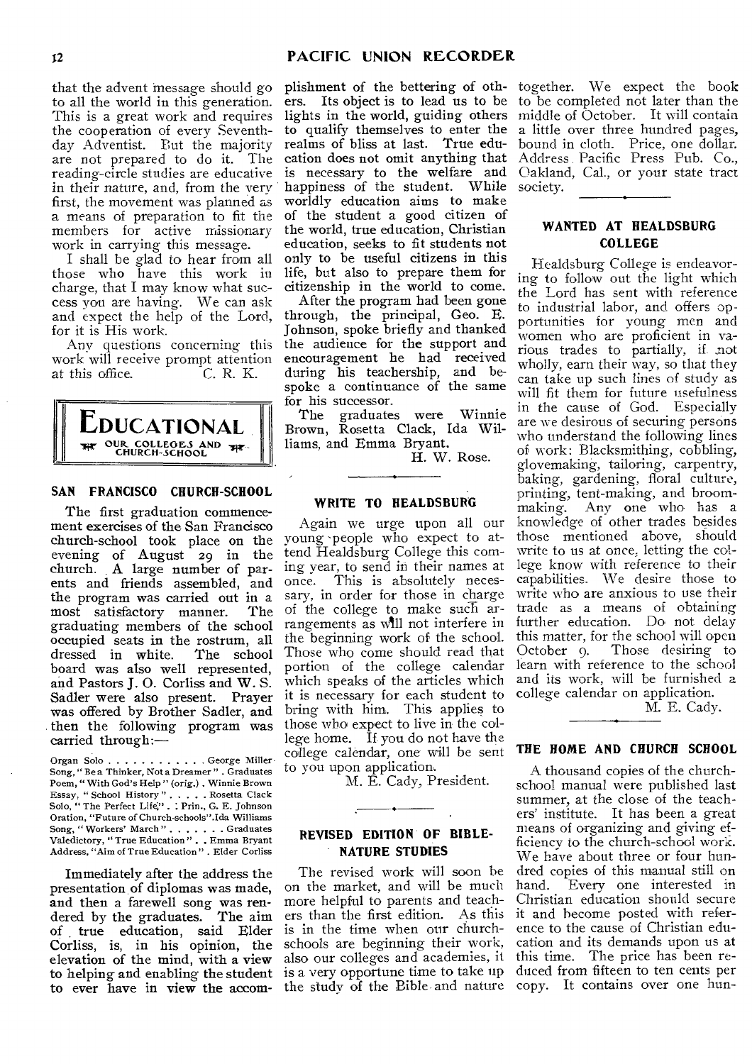that the advent message should go to all the world in this generation. This is a great work and requires the cooperation of every Seventh-day Adventist. But the majority are not prepared to do it. The reading-circle studies are educative in their nature, and, from the very first, the movement was planned as a means of preparation to fit the members for active missionary work in carrying this message.

I shall be glad to hear from all those who have this work in charge, that I may know what success you are having. We can ask and expect the help of the Lord, for it is His work.

Any questions concerning this work will receive prompt attention at this office. C. R. K.

# EDUCATIONAL

OUR COLLEGES AND CHURCH-SCHOOL

## SAN FRANCISCO CHURCH-SCHOOL

The first graduation commencement exercises of the San Francisco church-school took place on the evening of August 29 in the church. A large number of parents and friends assembled, and the program was carried out in a most satisfactory manner. The graduating members of the school occupied seats in the rostrum, all dressed in white. The school board was also well represented, and Pastors J. O. Corliss and W. S. Sadler were also present. Prayer was offered by Brother Sadler, and then the following program was carried through:—

Organ Solo . . . . . . . . . . . George Miller
Song, "Be a Thinker, Not a Dreamer" . Graduates
Poem, "With God's Help" (orig.) . Winnie Brown
Essay, "School History" . . . . . Rosetta Clack
Solo, "The Perfect Life," . Prin., G. E. Johnson
Oration, "Future of Church-schools". Ida Williams
Song, "Workers' March" . . . . . . . Graduates
Valedictory, "True Education" . . Emma Bryant
Address, "Aim of True Education" . Elder Corliss

Immediately after the address the presentation of diplomas was made, and then a farewell song was rendered by the graduates. The aim of true education, said Elder Corliss, is, in his opinion, the elevation of the mind, with a view to helping and enabling the student to ever have in view the accomplishment of the bettering of others. Its object is to lead us to be lights in the world, guiding others to qualify themselves to enter the realms of bliss at last. True education does not omit anything that is necessary to the welfare and happiness of the student. While worldly education aims to make of the student a good citizen of the world, true education, Christian education, seeks to fit students not only to be useful citizens in this life, but also to prepare them for citizenship in the world to come.

After the program had been gone through, the principal, Geo. E. Johnson, spoke briefly and thanked the audience for the support and encouragement he had received during his teachership, and bespoke a continuance of the same for his successor.

The graduates were Winnie Brown, Rosetta Clack, Ida Williams, and Emma Bryant.

H. W. Rose.

## WRITE TO HEALDSBURG

Again we urge upon all our young people who expect to attend Healdsburg College this coming year, to send in their names at once. This is absolutely necessary, in order for those in charge of the college to make such arrangements as will not interfere in the beginning work of the school. Those who come should read that portion of the college calendar which speaks of the articles which it is necessary for each student to bring with him. This applies to those who expect to live in the college home. If you do not have the college calendar, one will be sent to you upon application.

M. E. Cady, President.

## REVISED EDITION OF BIBLE-NATURE STUDIES

The revised work will soon be on the market, and will be much more helpful to parents and teachers than the first edition. As this is in the time when our church-schools are beginning their work, also our colleges and academies, it is a very opportune time to take up the study of the Bible and nature together. We expect the book to be completed not later than the middle of October. It will contain a little over three hundred pages, bound in cloth. Price, one dollar. Address Pacific Press Pub. Co., Oakland, Cal., or your state tract society.

## WANTED AT HEALDSBURG COLLEGE

Healdsburg College is endeavoring to follow out the light which the Lord has sent with reference to industrial labor, and offers opportunities for young men and women who are proficient in various trades to partially, if not wholly, earn their way, so that they can take up such lines of study as will fit them for future usefulness in the cause of God. Especially are we desirous of securing persons who understand the following lines of work: Blacksmithing, cobbling, glovemaking, tailoring, carpentry, baking, gardening, floral culture, printing, tent-making, and broom-making. Any one who has a knowledge of other trades besides those mentioned above, should write to us at once, letting the college know with reference to their capabilities. We desire those to write who are anxious to use their trade as a means of obtaining further education. Do not delay this matter, for the school will open October 9. Those desiring to learn with reference to the school and its work, will be furnished a college calendar on application.

M. E. Cady.

## THE HOME AND CHURCH SCHOOL

A thousand copies of the church-school manual were published last summer, at the close of the teachers' institute. It has been a great means of organizing and giving efficiency to the church-school work. We have about three or four hundred copies of this manual still on hand. Every one interested in Christian education should secure it and become posted with reference to the cause of Christian education and its demands upon us at this time. The price has been reduced from fifteen to ten cents per copy. It contains over one hun-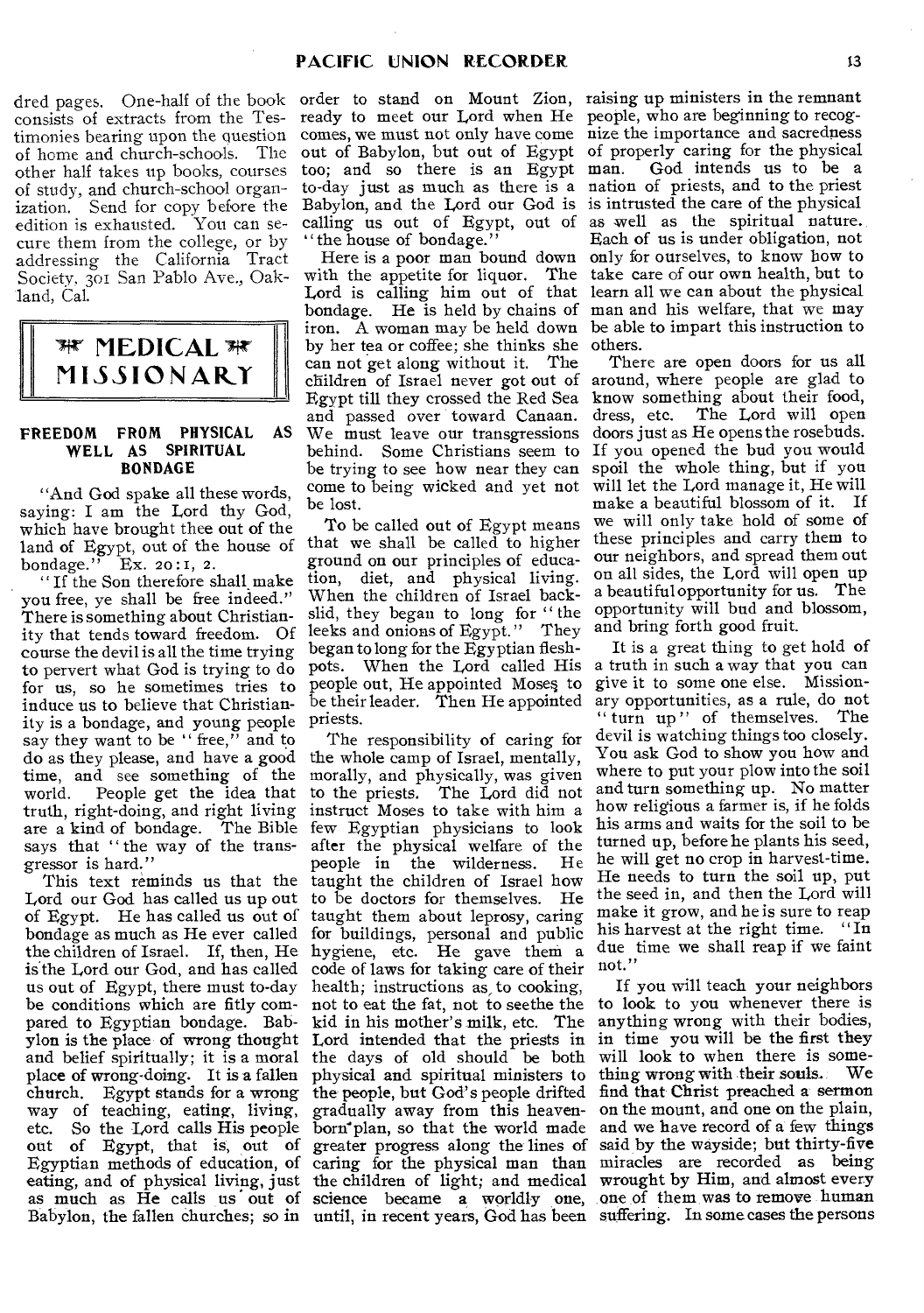dred pages. One-half of the book consists of extracts from the Testimonies bearing upon the question of home and church-schools. The other half takes up books, courses of study, and church-school organization. Send for copy before the edition is exhausted. You can secure them from the college, or by addressing the California Tract Society, 301 San Pablo Ave., Oakland, Cal.

## MEDICAL MISSIONARY

### FREEDOM FROM PHYSICAL AS WELL AS SPIRITUAL BONDAGE

"And God spake all these words, saying: I am the Lord thy God, which have brought thee out of the land of Egypt, out of the house of bondage." Ex. 20:1, 2.

"If the Son therefore shall make you free, ye shall be free indeed." There is something about Christianity that tends toward freedom. Of course the devil is all the time trying to pervert what God is trying to do for us, so he sometimes tries to induce us to believe that Christianity is a bondage, and young people say they want to be "free," and to do as they please, and have a good time, and see something of the world. People get the idea that truth, right-doing, and right living are a kind of bondage. The Bible says that "the way of the transgressor is hard."

This text reminds us that the Lord our God has called us up out of Egypt. He has called us out of bondage as much as He ever called the children of Israel. If, then, He is the Lord our God, and has called us out of Egypt, there must to-day be conditions which are fitly compared to Egyptian bondage. Babylon is the place of wrong thought and belief spiritually; it is a moral place of wrong-doing. It is a fallen church. Egypt stands for a wrong way of teaching, eating, living, etc. So the Lord calls His people out of Egypt, that is, out of Egyptian methods of education, of eating, and of physical living, just as much as He calls us out of Babylon, the fallen churches; so in order to stand on Mount Zion, ready to meet our Lord when He comes, we must not only have come out of Babylon, but out of Egypt too; and so there is an Egypt to-day just as much as there is a Babylon, and the Lord our God is calling us out of Egypt, out of "the house of bondage."

Here is a poor man bound down with the appetite for liquor. The Lord is calling him out of that bondage. He is held by chains of iron. A woman may be held down by her tea or coffee; she thinks she can not get along without it. The children of Israel never got out of Egypt till they crossed the Red Sea and passed over toward Canaan. We must leave our transgressions behind. Some Christians seem to be trying to see how near they can come to being wicked and yet not be lost.

To be called out of Egypt means that we shall be called to higher ground on our principles of education, diet, and physical living. When the children of Israel backslid, they began to long for "the leeks and onions of Egypt." They began to long for the Egyptian flesh-pots. When the Lord called His people out, He appointed Moses to be their leader. Then He appointed priests.

The responsibility of caring for the whole camp of Israel, mentally, morally, and physically, was given to the priests. The Lord did not instruct Moses to take with him a few Egyptian physicians to look after the physical welfare of the people in the wilderness. He taught the children of Israel how to be doctors for themselves. He taught them about leprosy, caring for buildings, personal and public hygiene, etc. He gave them a code of laws for taking care of their health; instructions as to cooking, not to eat the fat, not to seethe the kid in his mother's milk, etc. The Lord intended that the priests in the days of old should be both physical and spiritual ministers to the people, but God's people drifted gradually away from this heaven-born plan, so that the world made greater progress along the lines of caring for the physical man than the children of light; and medical science became a worldly one, until, in recent years, God has been raising up ministers in the remnant people, who are beginning to recognize the importance and sacredness of properly caring for the physical man. God intends us to be a nation of priests, and to the priest is intrusted the care of the physical as well as the spiritual nature. Each of us is under obligation, not only for ourselves, to know how to take care of our own health, but to learn all we can about the physical man and his welfare, that we may be able to impart this instruction to others.

There are open doors for us all around, where people are glad to know something about their food, dress, etc. The Lord will open doors just as He opens the rosebuds. If you opened the bud you would spoil the whole thing, but if you will let the Lord manage it, He will make a beautiful blossom of it. If we will only take hold of some of these principles and carry them to our neighbors, and spread them out on all sides, the Lord will open up a beautiful opportunity for us. The opportunity will bud and blossom, and bring forth good fruit.

It is a great thing to get hold of a truth in such a way that you can give it to some one else. Missionary opportunities, as a rule, do not "turn up" of themselves. The devil is watching things too closely. You ask God to show you how and where to put your plow into the soil and turn something up. No matter how religious a farmer is, if he folds his arms and waits for the soil to be turned up, before he plants his seed, he will get no crop in harvest-time. He needs to turn the soil up, put the seed in, and then the Lord will make it grow, and he is sure to reap his harvest at the right time. "In due time we shall reap if we faint not."

If you will teach your neighbors to look to you whenever there is anything wrong with their bodies, in time you will be the first they will look to when there is something wrong with their souls. We find that Christ preached a sermon on the mount, and one on the plain, and we have record of a few things said by the wayside; but thirty-five miracles are recorded as being wrought by Him, and almost every one of them was to remove human suffering. In some cases the persons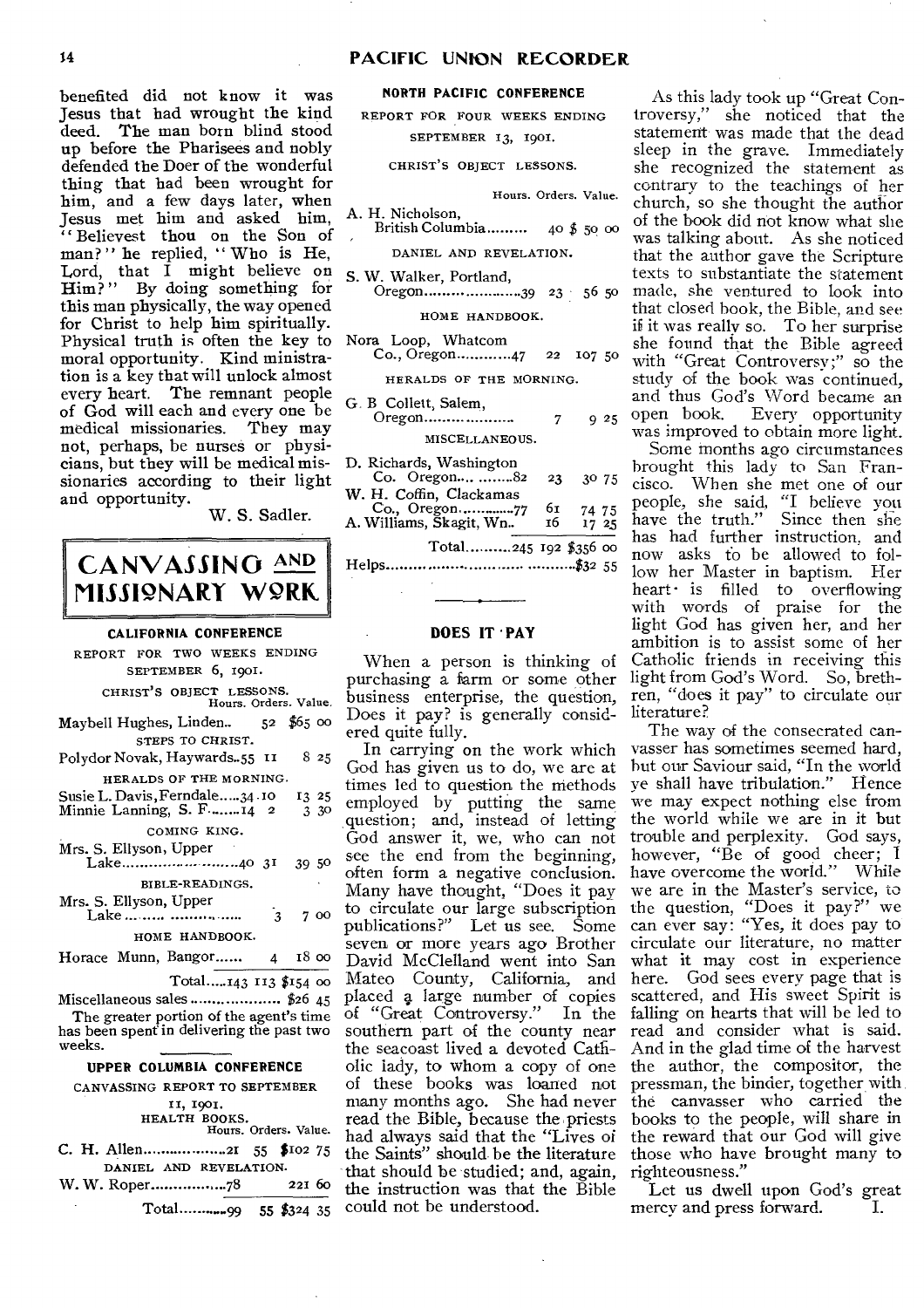benefited did not know it was Jesus that had wrought the kind deed. The man born blind stood up before the Pharisees and nobly defended the Doer of the wonderful thing that had been wrought for him, and a few days later, when Jesus met him and asked him, "Believest thou on the Son of man?" he replied, "Who is He, Lord, that I might believe on Him?" By doing something for this man physically, the way opened for Christ to help him spiritually. Physical truth is often the key to moral opportunity. Kind ministration is a key that will unlock almost every heart. The remnant people of God will each and every one be medical missionaries. They may not, perhaps, be nurses or physicians, but they will be medical missionaries according to their light and opportunity.

W. S. Sadler.

# CANVASSING AND MISSIONARY WORK

## CALIFORNIA CONFERENCE

REPORT FOR TWO WEEKS ENDING SEPTEMBER 6, 1901.

| | Hours. | Orders. | Value. |
|---|---|---|---|
| **CHRIST'S OBJECT LESSONS.** | | | |
| Maybell Hughes, Linden.. | 52 | | $65 00 |
| **STEPS TO CHRIST.** | | | |
| Polydor Novak, Haywards.. | 55 | 11 | 8 25 |
| **HERALDS OF THE MORNING.** | | | |
| Susie L. Davis, Ferndale..... | 34 | 10 | 13 25 |
| Minnie Lanning, S. F....... | 14 | 2 | 3 30 |
| **COMING KING.** | | | |
| Mrs. S. Ellyson, Upper Lake.......................... | 40 | 31 | 39 50 |
| **BIBLE-READINGS.** | | | |
| Mrs. S. Ellyson, Upper Lake.......................... | | 3 | 7 00 |
| **HOME HANDBOOK.** | | | |
| Horace Munn, Bangor...... | | 4 | 18 00 |
| Total..... | 143 | 113 | $154 00 |

Miscellaneous sales .................... $26 45

The greater portion of the agent's time has been spent in delivering the past two weeks.

## UPPER COLUMBIA CONFERENCE

CANVASSING REPORT TO SEPTEMBER 11, 1901.

| | Hours. | Orders. | Value. |
|---|---|---|---|
| **HEALTH BOOKS.** | | | |
| C. H. Allen.................. | 21 | 55 | $102 75 |
| **DANIEL AND REVELATION.** | | | |
| W. W. Roper................ | 78 | | 221 60 |
| Total.......... | 99 | 55 | $324 35 |

## NORTH PACIFIC CONFERENCE

REPORT FOR FOUR WEEKS ENDING SEPTEMBER 13, 1901.

| | Hours. | Orders. | Value. |
|---|---|---|---|
| **CHRIST'S OBJECT LESSONS.** | | | |
| A. H. Nicholson, British Columbia......... | | 40 | $ 50 00 |
| **DANIEL AND REVELATION.** | | | |
| S. W. Walker, Portland, Oregon...................... | 39 | 23 | 56 50 |
| **HOME HANDBOOK.** | | | |
| Nora Loop, Whatcom Co., Oregon............ | 47 | 22 | 107 50 |
| **HERALDS OF THE MORNING.** | | | |
| G. B Collett, Salem, Oregon.................... | | 7 | 9 25 |
| **MISCELLANEOUS.** | | | |
| D. Richards, Washington Co. Oregon.... ........ | 82 | 23 | 30 75 |
| W. H. Coffin, Clackamas Co., Oregon............. | 77 | 61 | 74 75 |
| A. Williams, Skagit, Wn.. | | 16 | 17 25 |
| Total.......... | 245 | 192 | $356 00 |

Helps........................................$32 55

## DOES IT PAY

When a person is thinking of purchasing a farm or some other business enterprise, the question, Does it pay? is generally considered quite fully.

In carrying on the work which God has given us to do, we are at times led to question the methods employed by putting the same question; and, instead of letting God answer it, we, who can not see the end from the beginning, often form a negative conclusion. Many have thought, "Does it pay to circulate our large subscription publications?" Let us see. Some seven or more years ago Brother David McClelland went into San Mateo County, California, and placed a large number of copies of "Great Controversy." In the southern part of the county near the seacoast lived a devoted Catholic lady, to whom a copy of one of these books was loaned not many months ago. She had never read the Bible, because the priests had always said that the "Lives of the Saints" should be the literature that should be studied; and, again, the instruction was that the Bible could not be understood.

As this lady took up "Great Controversy," she noticed that the statement was made that the dead sleep in the grave. Immediately she recognized the statement as contrary to the teachings of her church, so she thought the author of the book did not know what she was talking about. As she noticed that the author gave the Scripture texts to substantiate the statement made, she ventured to look into that closed book, the Bible, and see if it was really so. To her surprise she found that the Bible agreed with "Great Controversy;" so the study of the book was continued, and thus God's Word became an open book. Every opportunity was improved to obtain more light.

Some months ago circumstances brought this lady to San Francisco. When she met one of our people, she said, "I believe you have the truth." Since then she has had further instruction, and now asks to be allowed to follow her Master in baptism. Her heart is filled to overflowing with words of praise for the light God has given her, and her ambition is to assist some of her Catholic friends in receiving this light from God's Word. So, brethren, "does it pay" to circulate our literature?

The way of the consecrated canvasser has sometimes seemed hard, but our Saviour said, "In the world ye shall have tribulation." Hence we may expect nothing else from the world while we are in it but trouble and perplexity. God says, however, "Be of good cheer; I have overcome the world." While we are in the Master's service, to the question, "Does it pay?" we can ever say: "Yes, it does pay to circulate our literature, no matter what it may cost in experience here. God sees every page that is scattered, and His sweet Spirit is falling on hearts that will be led to read and consider what is said. And in the glad time of the harvest the author, the compositor, the pressman, the binder, together with the canvasser who carried the books to the people, will share in the reward that our God will give those who have brought many to righteousness."

Let us dwell upon God's great mercy and press forward. I.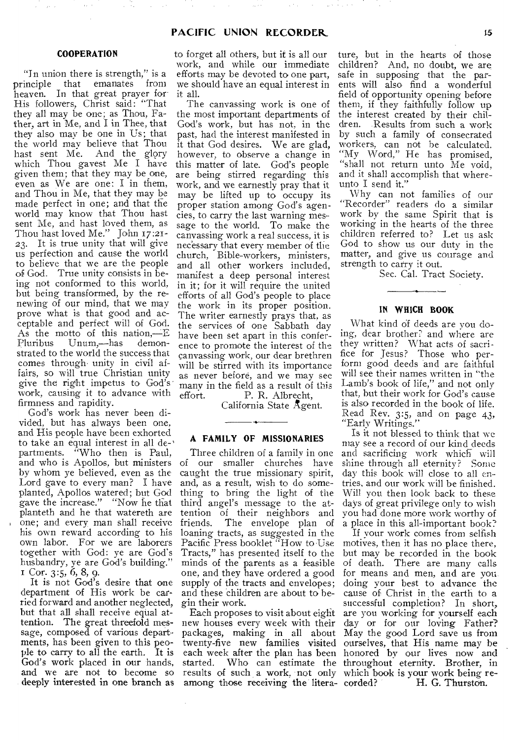## COOPERATION

"In union there is strength," is a principle that emanates from heaven. In that great prayer for His followers, Christ said: "That they all may be one; as Thou, Father, art in Me, and I in Thee, that they also may be one in Us; that the world may believe that Thou hast sent Me. And the glory which Thou gavest Me I have given them; that they may be one, even as We are one: I in them, and Thou in Me, that they may be made perfect in one; and that the world may know that Thou hast sent Me, and hast loved them, as Thou hast loved Me." John 17:21-23. It is true unity that will give us perfection and cause the world to believe that we are the people of God. True unity consists in being not conformed to this world, but being transformed, by the renewing of our mind, that we may prove what is that good and acceptable and perfect will of God. As the motto of this nation,—E Pluribus Unum,—has demonstrated to the world the success that comes through unity in civil affairs, so will true Christian unity give the right impetus to God's work, causing it to advance with firmness and rapidity.

God's work has never been divided, but has always been one, and His people have been exhorted to take an equal interest in all departments. "Who then is Paul, and who is Apollos, but ministers by whom ye believed, even as the Lord gave to every man? I have planted, Apollos watered; but God gave the increase." "Now he that planteth and he that watereth are one; and every man shall receive his own reward according to his own labor. For we are laborers together with God: ye are God's husbandry, ye are God's building." 1 Cor. 3:5, 6, 8, 9.

It is not God's desire that one department of His work be carried forward and another neglected, but that all shall receive equal attention. The great threefold message, composed of various departments, has been given to this people to carry to all the earth. It is God's work placed in our hands, and we are not to become so deeply interested in one branch as to forget all others, but it is all our work, and while our immediate efforts may be devoted to one part, we should have an equal interest in it all.

The canvassing work is one of the most important departments of God's work, but has not, in the past, had the interest manifested in it that God desires. We are glad, however, to observe a change in this matter of late. God's people are being stirred regarding this work, and we earnestly pray that it may be lifted up to occupy its proper station among God's agencies, to carry the last warning message to the world. To make the canvassing work a real success, it is necessary that every member of the church, Bible-workers, ministers, and all other workers included, manifest a deep personal interest in it; for it will require the united efforts of all God's people to place the work in its proper position. The writer earnestly prays that, as the services of one Sabbath day have been set apart in this conference to promote the interest of the canvassing work, our dear brethren will be stirred with its importance as never before, and we may see many in the field as a result of this effort.

P. R. Albrecht,
California State Agent.

## A FAMILY OF MISSIONARIES

Three children of a family in one of our smaller churches have caught the true missionary spirit, and, as a result, wish to do something to bring the light of the third angel's message to the attention of their neighbors and friends. The envelope plan of loaning tracts, as suggested in the Pacific Press booklet "How to Use Tracts," has presented itself to the minds of the parents as a feasible one, and they have ordered a good supply of the tracts and envelopes; and these children are about to begin their work.

Each proposes to visit about eight new houses every week with their packages, making in all about twenty-five new families visited each week after the plan has been started. Who can estimate the results of such a work, not only among those receiving the literature, but in the hearts of those children? And, no doubt, we are safe in supposing that the parents will also find a wonderful field of opportunity opening before them, if they faithfully follow up the interest created by their children. Results from such a work by such a family of consecrated workers, can not be calculated. "My Word," He has promised, "shall not return unto Me void, and it shall accomplish that whereunto I send it."

Why can not families of our "Recorder" readers do a similar work by the same Spirit that is working in the hearts of the three children referred to? Let us ask God to show us our duty in the matter, and give us courage and strength to carry it out.

Sec. Cal. Tract Society.

## IN WHICH BOOK

What kind of deeds are you doing, dear brother? and where are they written? What acts of sacrifice for Jesus? Those who perform good deeds and are faithful will see their names written in "the Lamb's book of life," and not only that, but their work for God's cause is also recorded in the book of life. Read Rev. 3:5, and on page 43, "Early Writings."

Is it not blessed to think that we may see a record of our kind deeds and sacrificing work which will shine through all eternity? Some day this book will close to all entries, and our work will be finished. Will you then look back to these days of great privilege only to wish you had done more work worthy of a place in this all-important book?

If your work comes from selfish motives, then it has no place there, but may be recorded in the book of death. There are many calls for means and men, and are you doing your best to advance the cause of Christ in the earth to a successful completion? In short, are you working for yourself each day or for our loving Father? May the good Lord save us from ourselves, that His name may be honored by our lives now and throughout eternity. Brother, in which book is your work being recorded?

H. G. Thurston.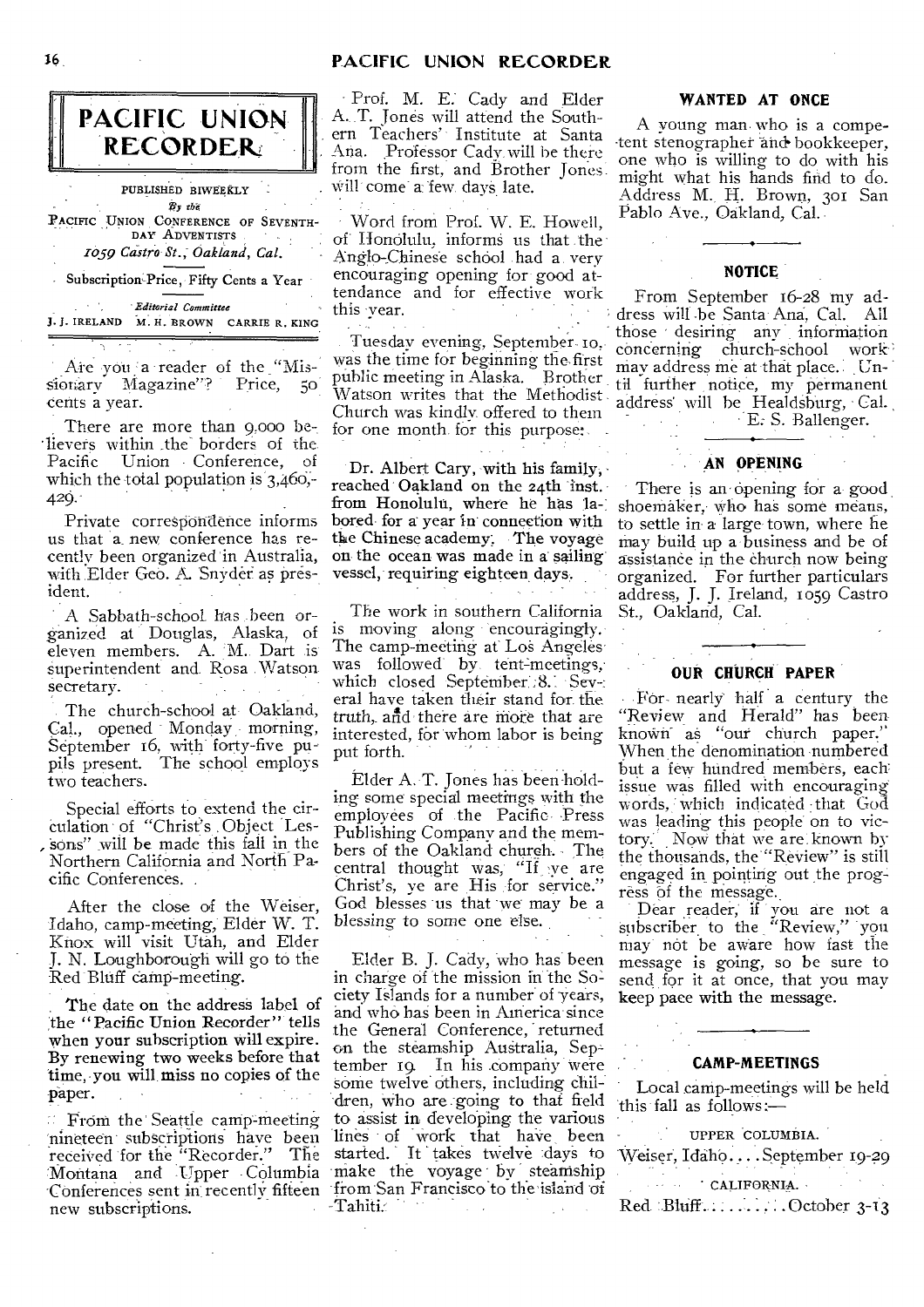# PACIFIC UNION RECORDER

PUBLISHED BIWEEKLY

By the

PACIFIC UNION CONFERENCE OF SEVENTH-DAY ADVENTISTS

*1059 Castro St., Oakland, Cal.*

Subscription Price, Fifty Cents a Year

*Editorial Committee*

J. J. IRELAND M. H. BROWN CARRIE R. KING

Are you a reader of the "Missionary Magazine"? Price, 50 cents a year.

There are more than 9,000 believers within the borders of the Pacific Union Conference, of which the total population is 3,460,-429.

Private correspondence informs us that a new conference has recently been organized in Australia, with Elder Geo. A. Snyder as president.

A Sabbath-school has been organized at Douglas, Alaska, of eleven members. A. M. Dart is superintendent and Rosa Watson secretary.

The church-school at Oakland, Cal., opened Monday morning, September 16, with forty-five pupils present. The school employs two teachers.

Special efforts to extend the circulation of "Christ's Object Lessons" will be made this fall in the Northern California and North Pacific Conferences.

After the close of the Weiser, Idaho, camp-meeting, Elder W. T. Knox will visit Utah, and Elder J. N. Loughborough will go to the Red Bluff camp-meeting.

**The date on the address label of the "Pacific Union Recorder" tells when your subscription will expire. By renewing two weeks before that time, you will miss no copies of the paper.**

From the Seattle camp-meeting nineteen subscriptions have been received for the "Recorder." The Montana and Upper Columbia Conferences sent in recently fifteen new subscriptions.

Prof. M. E. Cady and Elder A. T. Jones will attend the Southern Teachers' Institute at Santa Ana. Professor Cady will be there from the first, and Brother Jones will come a few days late.

Word from Prof. W. E. Howell, of Honolulu, informs us that the Anglo-Chinese school had a very encouraging opening for good attendance and for effective work this year.

Tuesday evening, September 10, was the time for beginning the first public meeting in Alaska. Brother Watson writes that the Methodist Church was kindly offered to them for one month for this purpose.

**Dr. Albert Cary, with his family, reached Oakland on the 24th inst. from Honolulu, where he has labored for a year in connection with the Chinese academy. The voyage on the ocean was made in a sailing vessel, requiring eighteen days.**

The work in southern California is moving along encouragingly. The camp-meeting at Los Angeles was followed by tent-meetings, which closed September 8. Several have taken their stand for the truth, and there are more that are interested, for whom labor is being put forth.

Elder A. T. Jones has been holding some special meetings with the employees of the Pacific Press Publishing Company and the members of the Oakland church. The central thought was, "If ye are Christ's, ye are His for service." God blesses us that we may be a blessing to some one else.

Elder B. J. Cady, who has been in charge of the mission in the Society Islands for a number of years, and who has been in America since the General Conference, returned on the steamship Australia, September 19. In his company were some twelve others, including children, who are going to that field to assist in developing the various lines of work that have been started. It takes twelve days to make the voyage by steamship from San Francisco to the island of Tahiti.

## WANTED AT ONCE

A young man who is a competent stenographer and bookkeeper, one who is willing to do with his might what his hands find to do. Address M. H. Brown, 301 San Pablo Ave., Oakland, Cal.

## NOTICE

From September 16-28 my address will be Santa Ana, Cal. All those desiring any information concerning church-school work may address me at that place. Until further notice, my permanent address will be Healdsburg, Cal.

E. S. Ballenger.

## AN OPENING

There is an opening for a good shoemaker, who has some means, to settle in a large town, where he may build up a business and be of assistance in the church now being organized. For further particulars address, J. J. Ireland, 1059 Castro St., Oakland, Cal.

## OUR CHURCH PAPER

For nearly half a century the "Review and Herald" has been known as "our church paper." When the denomination numbered but a few hundred members, each issue was filled with encouraging words, which indicated that God was leading this people on to victory. Now that we are known by the thousands, the "Review" is still engaged in pointing out the progress of the message.

Dear reader, if you are not a subscriber to the "Review," you may not be aware how fast the message is going, so be sure to send for it at once, that you may **keep pace with the message.**

## CAMP-MEETINGS

Local camp-meetings will be held this fall as follows:—

UPPER COLUMBIA.

Weiser, Idaho. . . . September 19-29

CALIFORNIA.

Red Bluff. . . . . . . . October 3-13